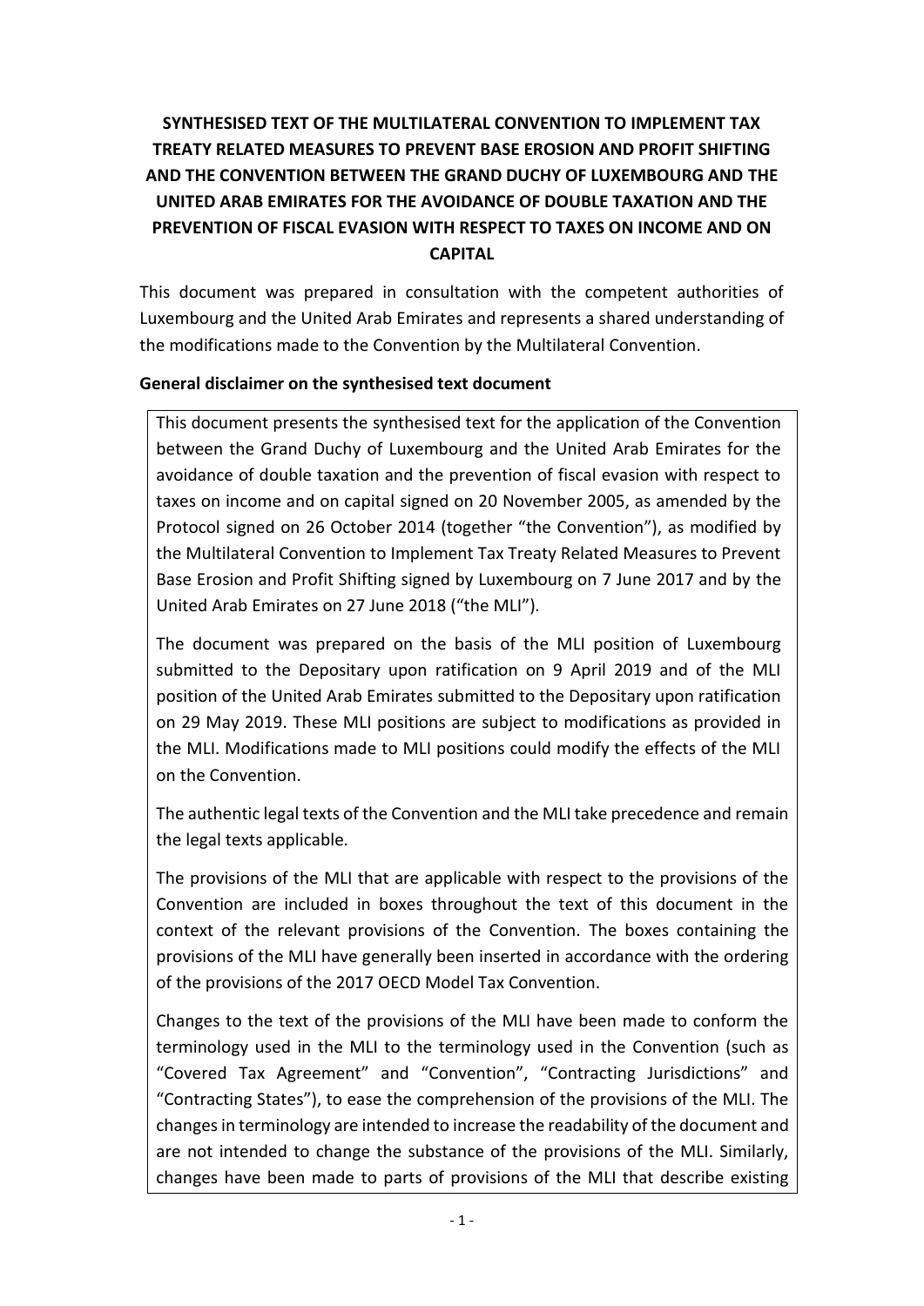# SYNTHESISED TEXT OF THE MULTILATERAL CONVENTION TO IMPLEMENT TAX TREATY RELATED MEASURES TO PREVENT BASE EROSION AND PROFIT SHIFTING AND THE CONVENTION BETWEEN THE GRAND DUCHY OF LUXEMBOURG AND THE UNITED ARAB EMIRATES FOR THE AVOIDANCE OF DOUBLE TAXATION AND THE PREVENTION OF FISCAL EVASION WITH RESPECT TO TAXES ON INCOME AND ON CAPITAL

This document was prepared in consultation with the competent authorities of Luxembourg and the United Arab Emirates and represents a shared understanding of the modifications made to the Convention by the Multilateral Convention.

**General disclaimer on the synthesised text document**

This document presents the synthesised text for the application of the Convention between the Grand Duchy of Luxembourg and the United Arab Emirates for the avoidance of double taxation and the prevention of fiscal evasion with respect to taxes on income and on capital signed on 20 November 2005, as amended by the Protocol signed on 26 October 2014 (together "the Convention"), as modified by the Multilateral Convention to Implement Tax Treaty Related Measures to Prevent Base Erosion and Profit Shifting signed by Luxembourg on 7 June 2017 and by the United Arab Emirates on 27 June 2018 ("the MLI").

The document was prepared on the basis of the MLI position of Luxembourg submitted to the Depositary upon ratification on 9 April 2019 and of the MLI position of the United Arab Emirates submitted to the Depositary upon ratification on 29 May 2019. These MLI positions are subject to modifications as provided in the MLI. Modifications made to MLI positions could modify the effects of the MLI on the Convention.

The authentic legal texts of the Convention and the MLI take precedence and remain the legal texts applicable.

The provisions of the MLI that are applicable with respect to the provisions of the Convention are included in boxes throughout the text of this document in the context of the relevant provisions of the Convention. The boxes containing the provisions of the MLI have generally been inserted in accordance with the ordering of the provisions of the 2017 OECD Model Tax Convention.

Changes to the text of the provisions of the MLI have been made to conform the terminology used in the MLI to the terminology used in the Convention (such as "Covered Tax Agreement" and "Convention", "Contracting Jurisdictions" and "Contracting States"), to ease the comprehension of the provisions of the MLI. The changes in terminology are intended to increase the readability of the document and are not intended to change the substance of the provisions of the MLI. Similarly, changes have been made to parts of provisions of the MLI that describe existing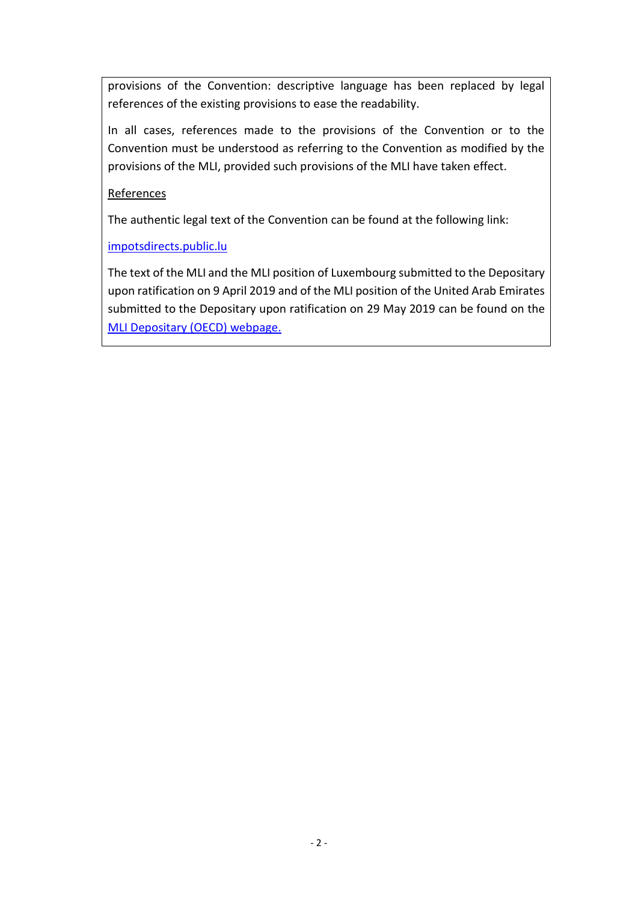provisions of the Convention: descriptive language has been replaced by legal references of the existing provisions to ease the readability.

In all cases, references made to the provisions of the Convention or to the Convention must be understood as referring to the Convention as modified by the provisions of the MLI, provided such provisions of the MLI have taken effect.

References

The authentic legal text of the Convention can be found at the following link:

impotsdirects.public.lu

The text of the MLI and the MLI position of Luxembourg submitted to the Depositary upon ratification on 9 April 2019 and of the MLI position of the United Arab Emirates submitted to the Depositary upon ratification on 29 May 2019 can be found on the MLI Depositary (OECD) webpage.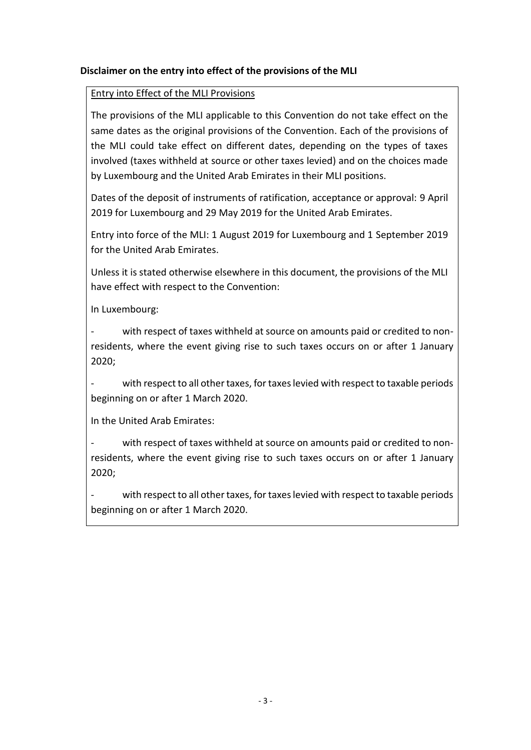**Disclaimer on the entry into effect of the provisions of the MLI**

Entry into Effect of the MLI Provisions

The provisions of the MLI applicable to this Convention do not take effect on the same dates as the original provisions of the Convention. Each of the provisions of the MLI could take effect on different dates, depending on the types of taxes involved (taxes withheld at source or other taxes levied) and on the choices made by Luxembourg and the United Arab Emirates in their MLI positions.

Dates of the deposit of instruments of ratification, acceptance or approval: 9 April 2019 for Luxembourg and 29 May 2019 for the United Arab Emirates.

Entry into force of the MLI: 1 August 2019 for Luxembourg and 1 September 2019 for the United Arab Emirates.

Unless it is stated otherwise elsewhere in this document, the provisions of the MLI have effect with respect to the Convention:

In Luxembourg:

- with respect of taxes withheld at source on amounts paid or credited to non-residents, where the event giving rise to such taxes occurs on or after 1 January 2020;
- with respect to all other taxes, for taxes levied with respect to taxable periods beginning on or after 1 March 2020.

In the United Arab Emirates:

- with respect of taxes withheld at source on amounts paid or credited to non-residents, where the event giving rise to such taxes occurs on or after 1 January 2020;
- with respect to all other taxes, for taxes levied with respect to taxable periods beginning on or after 1 March 2020.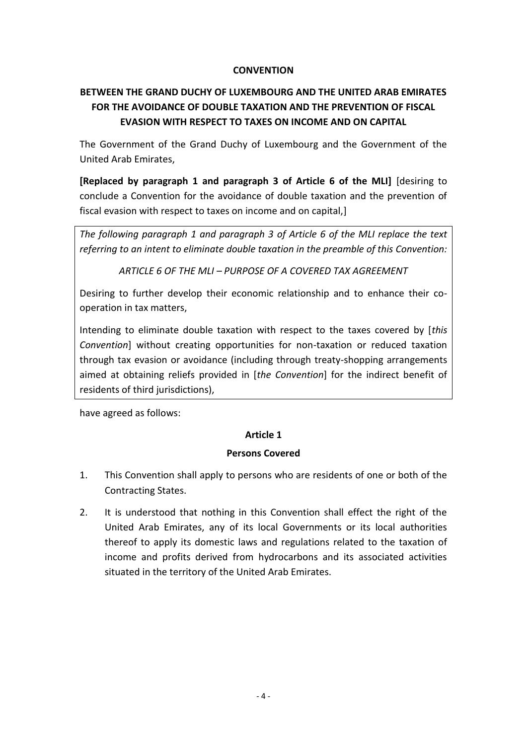**CONVENTION**

**BETWEEN THE GRAND DUCHY OF LUXEMBOURG AND THE UNITED ARAB EMIRATES FOR THE AVOIDANCE OF DOUBLE TAXATION AND THE PREVENTION OF FISCAL EVASION WITH RESPECT TO TAXES ON INCOME AND ON CAPITAL**

The Government of the Grand Duchy of Luxembourg and the Government of the United Arab Emirates,

**[Replaced by paragraph 1 and paragraph 3 of Article 6 of the MLI]** [desiring to conclude a Convention for the avoidance of double taxation and the prevention of fiscal evasion with respect to taxes on income and on capital,]

*The following paragraph 1 and paragraph 3 of Article 6 of the MLI replace the text referring to an intent to eliminate double taxation in the preamble of this Convention:*

*ARTICLE 6 OF THE MLI – PURPOSE OF A COVERED TAX AGREEMENT*

Desiring to further develop their economic relationship and to enhance their co-operation in tax matters,

Intending to eliminate double taxation with respect to the taxes covered by [*this Convention*] without creating opportunities for non-taxation or reduced taxation through tax evasion or avoidance (including through treaty-shopping arrangements aimed at obtaining reliefs provided in [*the Convention*] for the indirect benefit of residents of third jurisdictions),

have agreed as follows:

**Article 1**

**Persons Covered**

1. This Convention shall apply to persons who are residents of one or both of the Contracting States.
2. It is understood that nothing in this Convention shall effect the right of the United Arab Emirates, any of its local Governments or its local authorities thereof to apply its domestic laws and regulations related to the taxation of income and profits derived from hydrocarbons and its associated activities situated in the territory of the United Arab Emirates.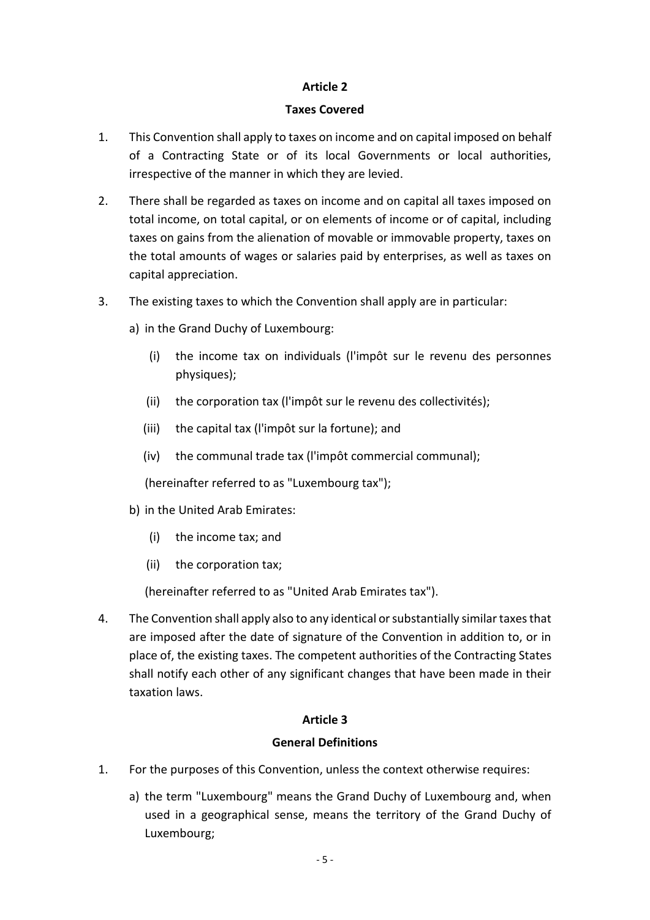**Article 2**

**Taxes Covered**

1. This Convention shall apply to taxes on income and on capital imposed on behalf of a Contracting State or of its local Governments or local authorities, irrespective of the manner in which they are levied.

2. There shall be regarded as taxes on income and on capital all taxes imposed on total income, on total capital, or on elements of income or of capital, including taxes on gains from the alienation of movable or immovable property, taxes on the total amounts of wages or salaries paid by enterprises, as well as taxes on capital appreciation.

3. The existing taxes to which the Convention shall apply are in particular:

   a) in the Grand Duchy of Luxembourg:

      (i) the income tax on individuals (l'impôt sur le revenu des personnes physiques);

      (ii) the corporation tax (l'impôt sur le revenu des collectivités);

      (iii) the capital tax (l'impôt sur la fortune); and

      (iv) the communal trade tax (l'impôt commercial communal);

      (hereinafter referred to as "Luxembourg tax");

   b) in the United Arab Emirates:

      (i) the income tax; and

      (ii) the corporation tax;

      (hereinafter referred to as "United Arab Emirates tax").

4. The Convention shall apply also to any identical or substantially similar taxes that are imposed after the date of signature of the Convention in addition to, or in place of, the existing taxes. The competent authorities of the Contracting States shall notify each other of any significant changes that have been made in their taxation laws.

**Article 3**

**General Definitions**

1. For the purposes of this Convention, unless the context otherwise requires:

   a) the term "Luxembourg" means the Grand Duchy of Luxembourg and, when used in a geographical sense, means the territory of the Grand Duchy of Luxembourg;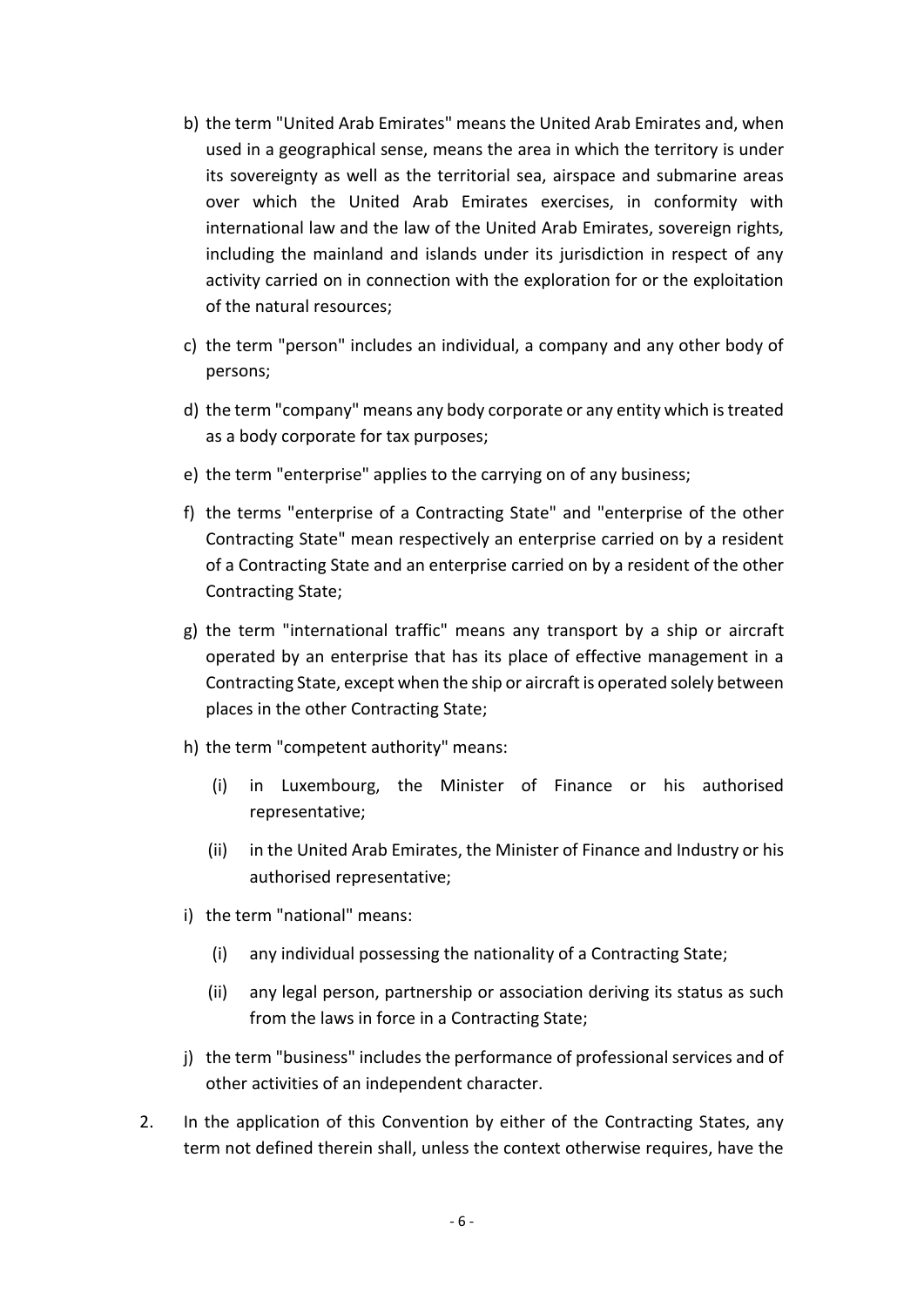b) the term "United Arab Emirates" means the United Arab Emirates and, when used in a geographical sense, means the area in which the territory is under its sovereignty as well as the territorial sea, airspace and submarine areas over which the United Arab Emirates exercises, in conformity with international law and the law of the United Arab Emirates, sovereign rights, including the mainland and islands under its jurisdiction in respect of any activity carried on in connection with the exploration for or the exploitation of the natural resources;

c) the term "person" includes an individual, a company and any other body of persons;

d) the term "company" means any body corporate or any entity which is treated as a body corporate for tax purposes;

e) the term "enterprise" applies to the carrying on of any business;

f) the terms "enterprise of a Contracting State" and "enterprise of the other Contracting State" mean respectively an enterprise carried on by a resident of a Contracting State and an enterprise carried on by a resident of the other Contracting State;

g) the term "international traffic" means any transport by a ship or aircraft operated by an enterprise that has its place of effective management in a Contracting State, except when the ship or aircraft is operated solely between places in the other Contracting State;

h) the term "competent authority" means:

   (i) in Luxembourg, the Minister of Finance or his authorised representative;

   (ii) in the United Arab Emirates, the Minister of Finance and Industry or his authorised representative;

i) the term "national" means:

   (i) any individual possessing the nationality of a Contracting State;

   (ii) any legal person, partnership or association deriving its status as such from the laws in force in a Contracting State;

j) the term "business" includes the performance of professional services and of other activities of an independent character.

2. In the application of this Convention by either of the Contracting States, any term not defined therein shall, unless the context otherwise requires, have the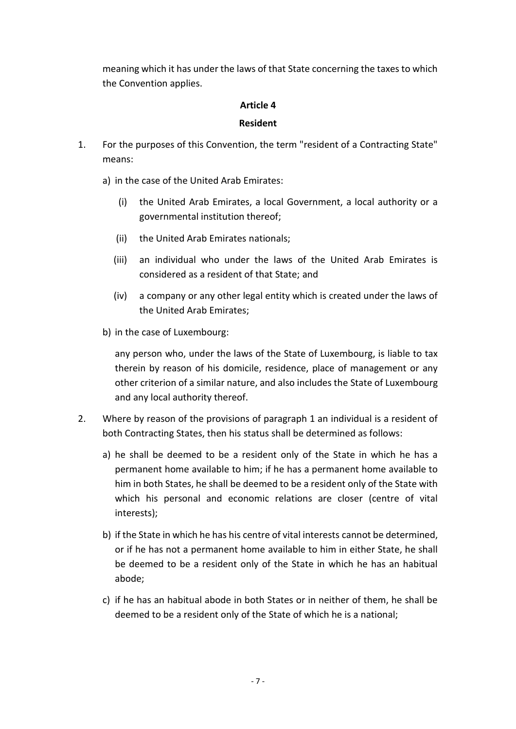meaning which it has under the laws of that State concerning the taxes to which the Convention applies.

**Article 4**

**Resident**

1. For the purposes of this Convention, the term "resident of a Contracting State" means:

   a) in the case of the United Arab Emirates:

      (i) the United Arab Emirates, a local Government, a local authority or a governmental institution thereof;

      (ii) the United Arab Emirates nationals;

      (iii) an individual who under the laws of the United Arab Emirates is considered as a resident of that State; and

      (iv) a company or any other legal entity which is created under the laws of the United Arab Emirates;

   b) in the case of Luxembourg:

      any person who, under the laws of the State of Luxembourg, is liable to tax therein by reason of his domicile, residence, place of management or any other criterion of a similar nature, and also includes the State of Luxembourg and any local authority thereof.

2. Where by reason of the provisions of paragraph 1 an individual is a resident of both Contracting States, then his status shall be determined as follows:

   a) he shall be deemed to be a resident only of the State in which he has a permanent home available to him; if he has a permanent home available to him in both States, he shall be deemed to be a resident only of the State with which his personal and economic relations are closer (centre of vital interests);

   b) if the State in which he has his centre of vital interests cannot be determined, or if he has not a permanent home available to him in either State, he shall be deemed to be a resident only of the State in which he has an habitual abode;

   c) if he has an habitual abode in both States or in neither of them, he shall be deemed to be a resident only of the State of which he is a national;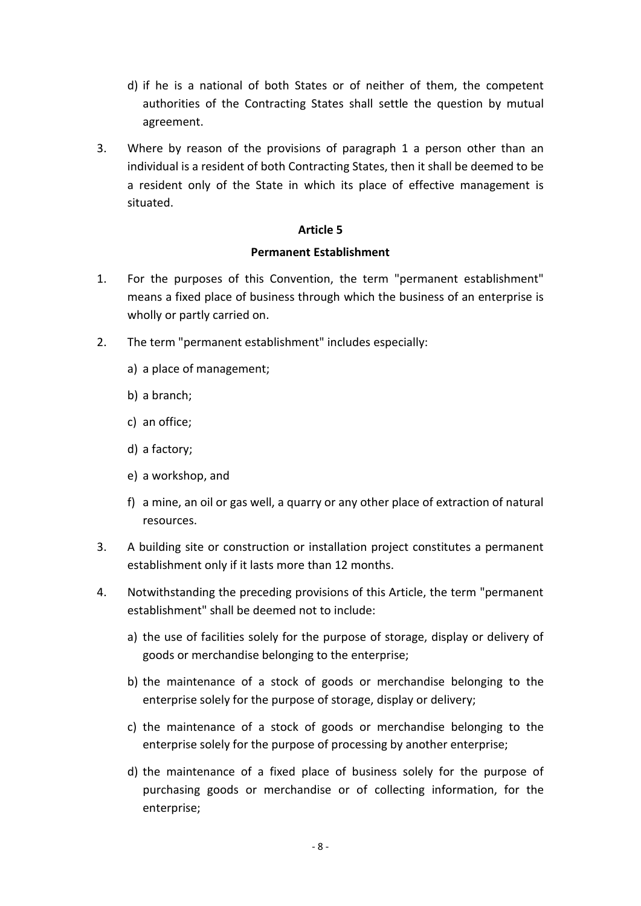d) if he is a national of both States or of neither of them, the competent authorities of the Contracting States shall settle the question by mutual agreement.

3. Where by reason of the provisions of paragraph 1 a person other than an individual is a resident of both Contracting States, then it shall be deemed to be a resident only of the State in which its place of effective management is situated.

## Article 5

## Permanent Establishment

1. For the purposes of this Convention, the term "permanent establishment" means a fixed place of business through which the business of an enterprise is wholly or partly carried on.

2. The term "permanent establishment" includes especially:

   a) a place of management;

   b) a branch;

   c) an office;

   d) a factory;

   e) a workshop, and

   f) a mine, an oil or gas well, a quarry or any other place of extraction of natural resources.

3. A building site or construction or installation project constitutes a permanent establishment only if it lasts more than 12 months.

4. Notwithstanding the preceding provisions of this Article, the term "permanent establishment" shall be deemed not to include:

   a) the use of facilities solely for the purpose of storage, display or delivery of goods or merchandise belonging to the enterprise;

   b) the maintenance of a stock of goods or merchandise belonging to the enterprise solely for the purpose of storage, display or delivery;

   c) the maintenance of a stock of goods or merchandise belonging to the enterprise solely for the purpose of processing by another enterprise;

   d) the maintenance of a fixed place of business solely for the purpose of purchasing goods or merchandise or of collecting information, for the enterprise;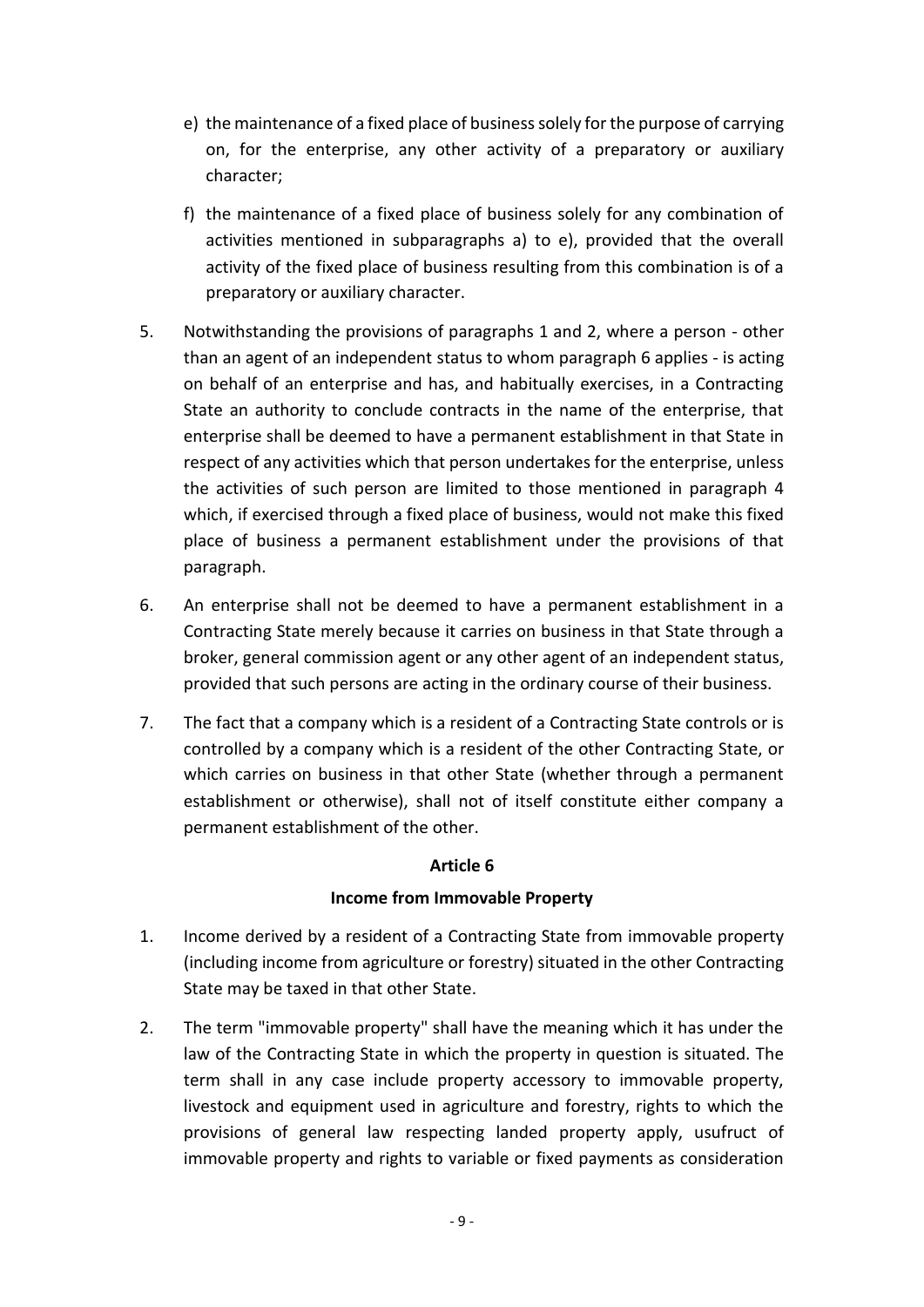e) the maintenance of a fixed place of business solely for the purpose of carrying on, for the enterprise, any other activity of a preparatory or auxiliary character;

f) the maintenance of a fixed place of business solely for any combination of activities mentioned in subparagraphs a) to e), provided that the overall activity of the fixed place of business resulting from this combination is of a preparatory or auxiliary character.

5. Notwithstanding the provisions of paragraphs 1 and 2, where a person - other than an agent of an independent status to whom paragraph 6 applies - is acting on behalf of an enterprise and has, and habitually exercises, in a Contracting State an authority to conclude contracts in the name of the enterprise, that enterprise shall be deemed to have a permanent establishment in that State in respect of any activities which that person undertakes for the enterprise, unless the activities of such person are limited to those mentioned in paragraph 4 which, if exercised through a fixed place of business, would not make this fixed place of business a permanent establishment under the provisions of that paragraph.

6. An enterprise shall not be deemed to have a permanent establishment in a Contracting State merely because it carries on business in that State through a broker, general commission agent or any other agent of an independent status, provided that such persons are acting in the ordinary course of their business.

7. The fact that a company which is a resident of a Contracting State controls or is controlled by a company which is a resident of the other Contracting State, or which carries on business in that other State (whether through a permanent establishment or otherwise), shall not of itself constitute either company a permanent establishment of the other.

## Article 6

### Income from Immovable Property

1. Income derived by a resident of a Contracting State from immovable property (including income from agriculture or forestry) situated in the other Contracting State may be taxed in that other State.

2. The term "immovable property" shall have the meaning which it has under the law of the Contracting State in which the property in question is situated. The term shall in any case include property accessory to immovable property, livestock and equipment used in agriculture and forestry, rights to which the provisions of general law respecting landed property apply, usufruct of immovable property and rights to variable or fixed payments as consideration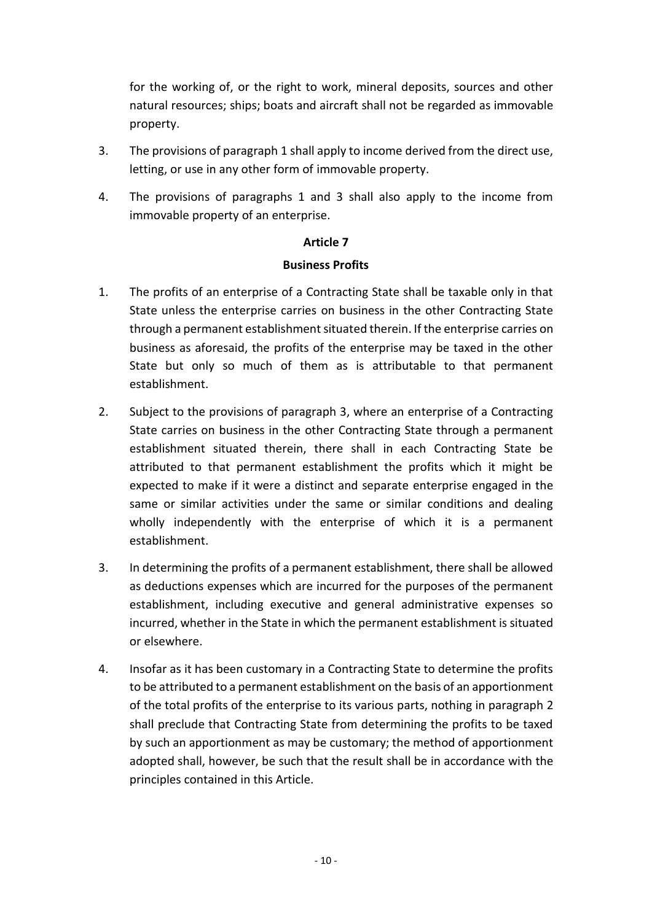for the working of, or the right to work, mineral deposits, sources and other natural resources; ships; boats and aircraft shall not be regarded as immovable property.

3. The provisions of paragraph 1 shall apply to income derived from the direct use, letting, or use in any other form of immovable property.

4. The provisions of paragraphs 1 and 3 shall also apply to the income from immovable property of an enterprise.

## Article 7

## Business Profits

1. The profits of an enterprise of a Contracting State shall be taxable only in that State unless the enterprise carries on business in the other Contracting State through a permanent establishment situated therein. If the enterprise carries on business as aforesaid, the profits of the enterprise may be taxed in the other State but only so much of them as is attributable to that permanent establishment.

2. Subject to the provisions of paragraph 3, where an enterprise of a Contracting State carries on business in the other Contracting State through a permanent establishment situated therein, there shall in each Contracting State be attributed to that permanent establishment the profits which it might be expected to make if it were a distinct and separate enterprise engaged in the same or similar activities under the same or similar conditions and dealing wholly independently with the enterprise of which it is a permanent establishment.

3. In determining the profits of a permanent establishment, there shall be allowed as deductions expenses which are incurred for the purposes of the permanent establishment, including executive and general administrative expenses so incurred, whether in the State in which the permanent establishment is situated or elsewhere.

4. Insofar as it has been customary in a Contracting State to determine the profits to be attributed to a permanent establishment on the basis of an apportionment of the total profits of the enterprise to its various parts, nothing in paragraph 2 shall preclude that Contracting State from determining the profits to be taxed by such an apportionment as may be customary; the method of apportionment adopted shall, however, be such that the result shall be in accordance with the principles contained in this Article.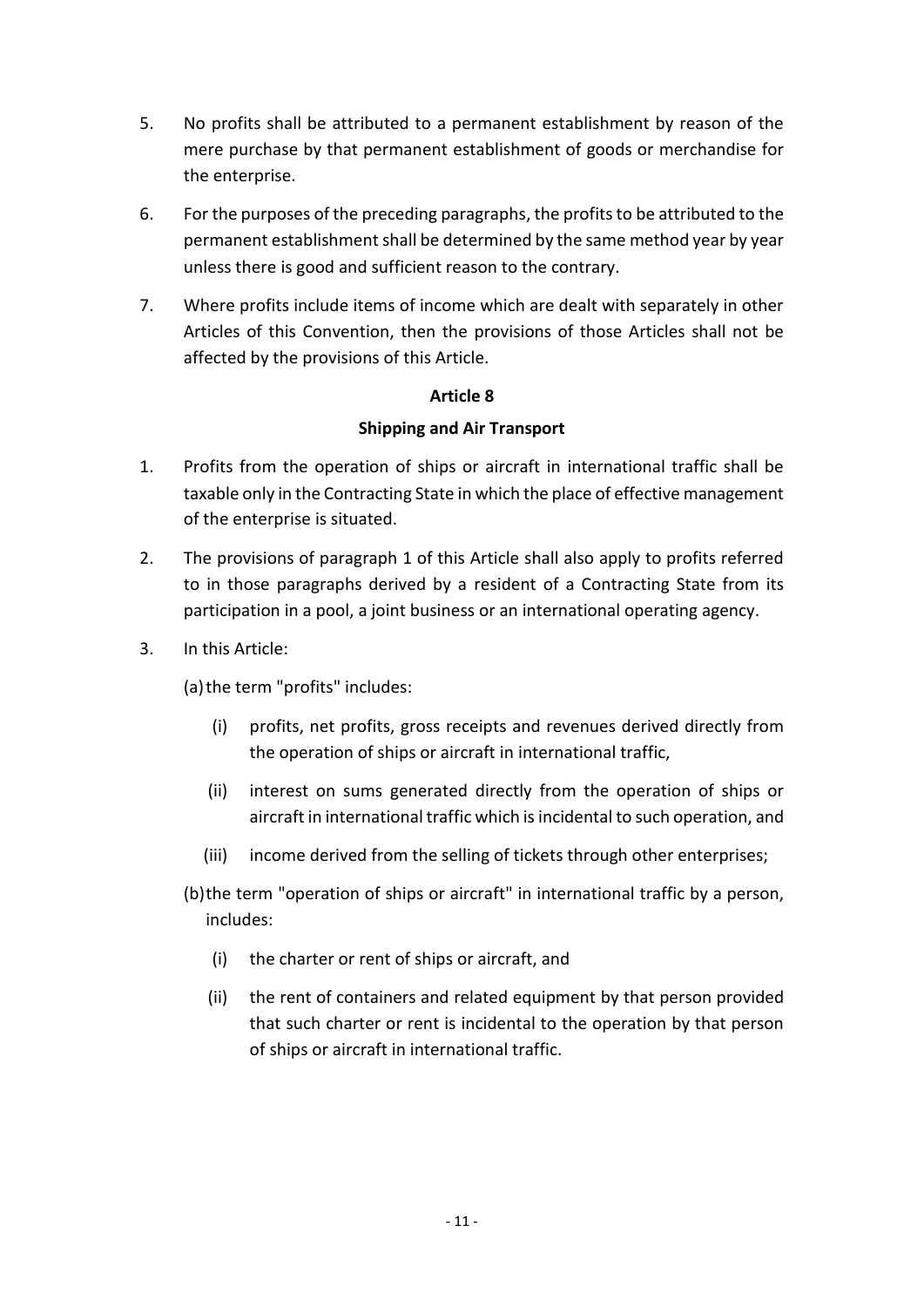5. No profits shall be attributed to a permanent establishment by reason of the mere purchase by that permanent establishment of goods or merchandise for the enterprise.

6. For the purposes of the preceding paragraphs, the profits to be attributed to the permanent establishment shall be determined by the same method year by year unless there is good and sufficient reason to the contrary.

7. Where profits include items of income which are dealt with separately in other Articles of this Convention, then the provisions of those Articles shall not be affected by the provisions of this Article.

## Article 8

## Shipping and Air Transport

1. Profits from the operation of ships or aircraft in international traffic shall be taxable only in the Contracting State in which the place of effective management of the enterprise is situated.

2. The provisions of paragraph 1 of this Article shall also apply to profits referred to in those paragraphs derived by a resident of a Contracting State from its participation in a pool, a joint business or an international operating agency.

3. In this Article:

   (a) the term "profits" includes:

      (i) profits, net profits, gross receipts and revenues derived directly from the operation of ships or aircraft in international traffic,

      (ii) interest on sums generated directly from the operation of ships or aircraft in international traffic which is incidental to such operation, and

      (iii) income derived from the selling of tickets through other enterprises;

   (b) the term "operation of ships or aircraft" in international traffic by a person, includes:

      (i) the charter or rent of ships or aircraft, and

      (ii) the rent of containers and related equipment by that person provided that such charter or rent is incidental to the operation by that person of ships or aircraft in international traffic.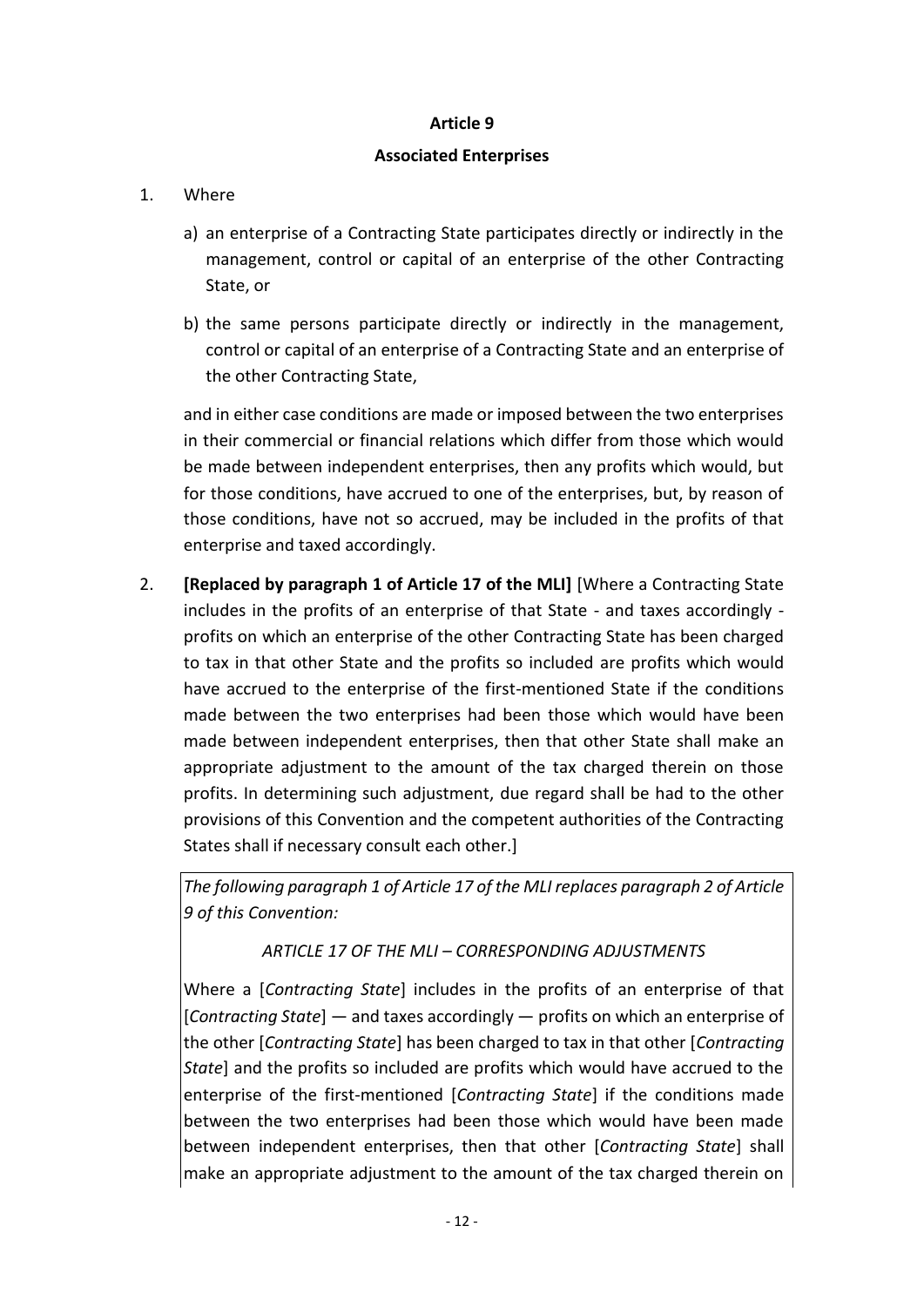## Article 9

### Associated Enterprises

1. Where

   a) an enterprise of a Contracting State participates directly or indirectly in the management, control or capital of an enterprise of the other Contracting State, or

   b) the same persons participate directly or indirectly in the management, control or capital of an enterprise of a Contracting State and an enterprise of the other Contracting State,

   and in either case conditions are made or imposed between the two enterprises in their commercial or financial relations which differ from those which would be made between independent enterprises, then any profits which would, but for those conditions, have accrued to one of the enterprises, but, by reason of those conditions, have not so accrued, may be included in the profits of that enterprise and taxed accordingly.

2. **[Replaced by paragraph 1 of Article 17 of the MLI]** [Where a Contracting State includes in the profits of an enterprise of that State - and taxes accordingly - profits on which an enterprise of the other Contracting State has been charged to tax in that other State and the profits so included are profits which would have accrued to the enterprise of the first-mentioned State if the conditions made between the two enterprises had been those which would have been made between independent enterprises, then that other State shall make an appropriate adjustment to the amount of the tax charged therein on those profits. In determining such adjustment, due regard shall be had to the other provisions of this Convention and the competent authorities of the Contracting States shall if necessary consult each other.]

   *The following paragraph 1 of Article 17 of the MLI replaces paragraph 2 of Article 9 of this Convention:*

   *ARTICLE 17 OF THE MLI – CORRESPONDING ADJUSTMENTS*

   Where a [*Contracting State*] includes in the profits of an enterprise of that [*Contracting State*] — and taxes accordingly — profits on which an enterprise of the other [*Contracting State*] has been charged to tax in that other [*Contracting State*] and the profits so included are profits which would have accrued to the enterprise of the first-mentioned [*Contracting State*] if the conditions made between the two enterprises had been those which would have been made between independent enterprises, then that other [*Contracting State*] shall make an appropriate adjustment to the amount of the tax charged therein on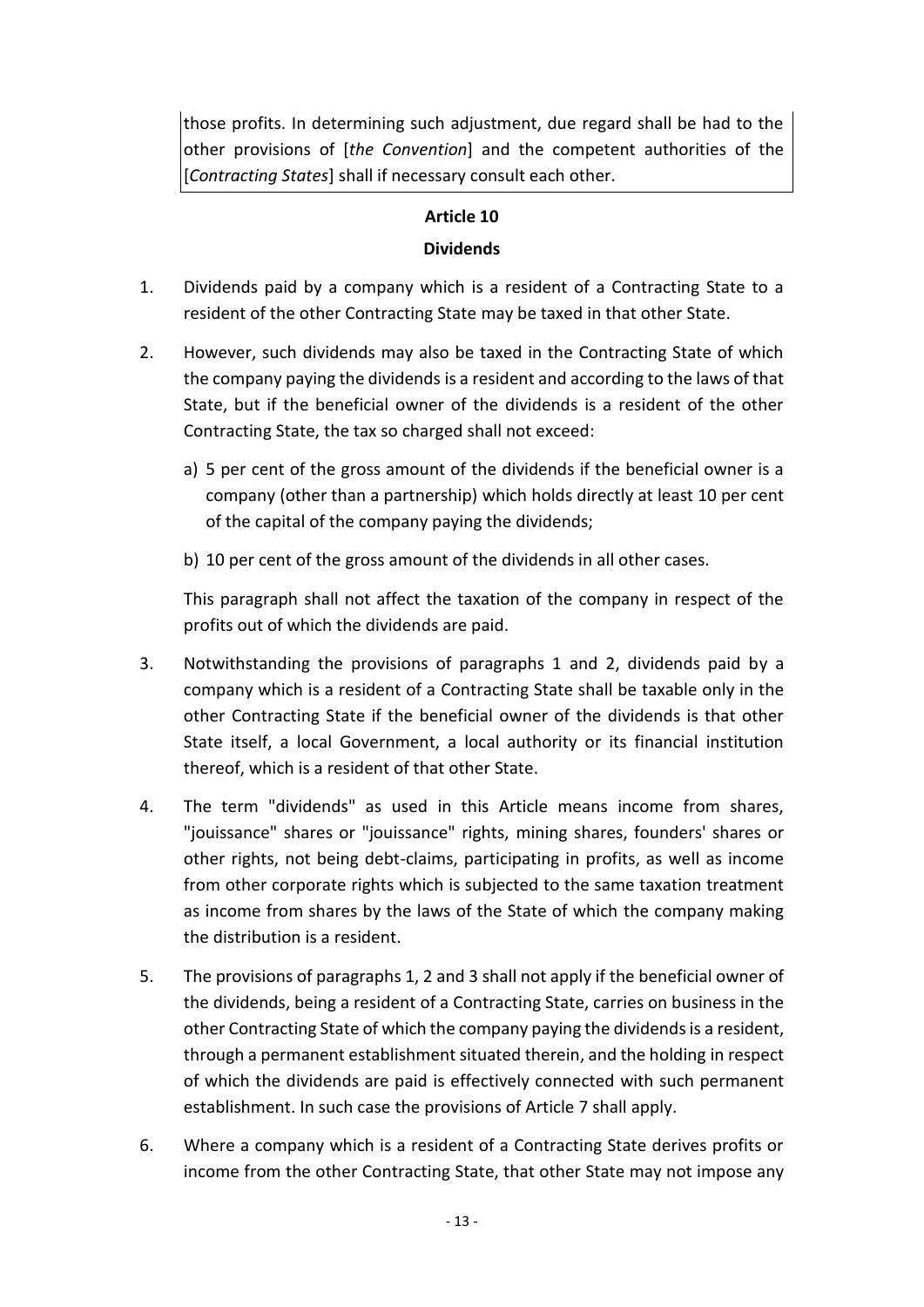those profits. In determining such adjustment, due regard shall be had to the other provisions of [*the Convention*] and the competent authorities of the [*Contracting States*] shall if necessary consult each other.

## Article 10

## Dividends

1. Dividends paid by a company which is a resident of a Contracting State to a resident of the other Contracting State may be taxed in that other State.

2. However, such dividends may also be taxed in the Contracting State of which the company paying the dividends is a resident and according to the laws of that State, but if the beneficial owner of the dividends is a resident of the other Contracting State, the tax so charged shall not exceed:

   a) 5 per cent of the gross amount of the dividends if the beneficial owner is a company (other than a partnership) which holds directly at least 10 per cent of the capital of the company paying the dividends;

   b) 10 per cent of the gross amount of the dividends in all other cases.

   This paragraph shall not affect the taxation of the company in respect of the profits out of which the dividends are paid.

3. Notwithstanding the provisions of paragraphs 1 and 2, dividends paid by a company which is a resident of a Contracting State shall be taxable only in the other Contracting State if the beneficial owner of the dividends is that other State itself, a local Government, a local authority or its financial institution thereof, which is a resident of that other State.

4. The term "dividends" as used in this Article means income from shares, "jouissance" shares or "jouissance" rights, mining shares, founders' shares or other rights, not being debt-claims, participating in profits, as well as income from other corporate rights which is subjected to the same taxation treatment as income from shares by the laws of the State of which the company making the distribution is a resident.

5. The provisions of paragraphs 1, 2 and 3 shall not apply if the beneficial owner of the dividends, being a resident of a Contracting State, carries on business in the other Contracting State of which the company paying the dividends is a resident, through a permanent establishment situated therein, and the holding in respect of which the dividends are paid is effectively connected with such permanent establishment. In such case the provisions of Article 7 shall apply.

6. Where a company which is a resident of a Contracting State derives profits or income from the other Contracting State, that other State may not impose any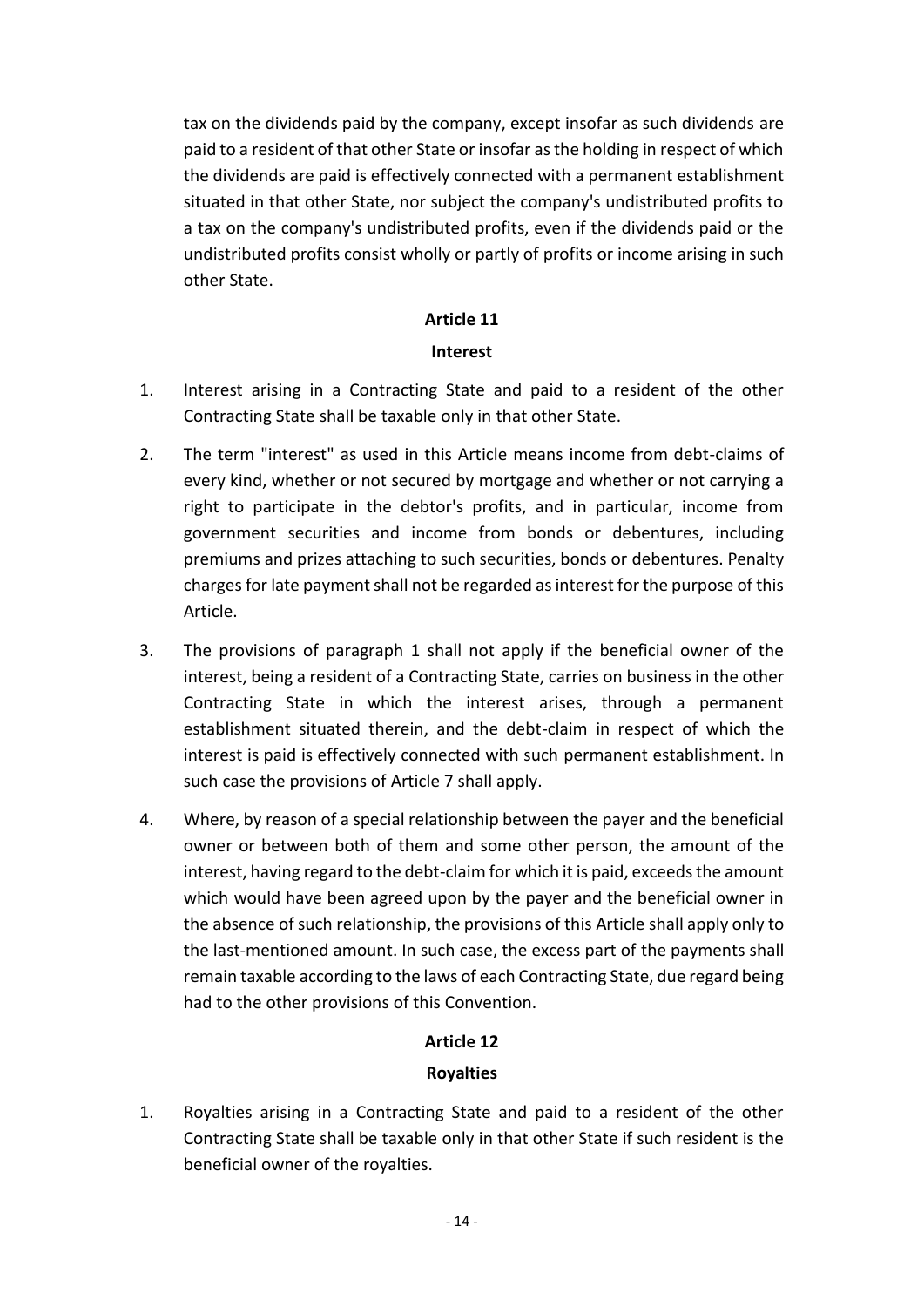tax on the dividends paid by the company, except insofar as such dividends are paid to a resident of that other State or insofar as the holding in respect of which the dividends are paid is effectively connected with a permanent establishment situated in that other State, nor subject the company's undistributed profits to a tax on the company's undistributed profits, even if the dividends paid or the undistributed profits consist wholly or partly of profits or income arising in such other State.

## Article 11

### Interest

1. Interest arising in a Contracting State and paid to a resident of the other Contracting State shall be taxable only in that other State.

2. The term "interest" as used in this Article means income from debt-claims of every kind, whether or not secured by mortgage and whether or not carrying a right to participate in the debtor's profits, and in particular, income from government securities and income from bonds or debentures, including premiums and prizes attaching to such securities, bonds or debentures. Penalty charges for late payment shall not be regarded as interest for the purpose of this Article.

3. The provisions of paragraph 1 shall not apply if the beneficial owner of the interest, being a resident of a Contracting State, carries on business in the other Contracting State in which the interest arises, through a permanent establishment situated therein, and the debt-claim in respect of which the interest is paid is effectively connected with such permanent establishment. In such case the provisions of Article 7 shall apply.

4. Where, by reason of a special relationship between the payer and the beneficial owner or between both of them and some other person, the amount of the interest, having regard to the debt-claim for which it is paid, exceeds the amount which would have been agreed upon by the payer and the beneficial owner in the absence of such relationship, the provisions of this Article shall apply only to the last-mentioned amount. In such case, the excess part of the payments shall remain taxable according to the laws of each Contracting State, due regard being had to the other provisions of this Convention.

## Article 12

### Royalties

1. Royalties arising in a Contracting State and paid to a resident of the other Contracting State shall be taxable only in that other State if such resident is the beneficial owner of the royalties.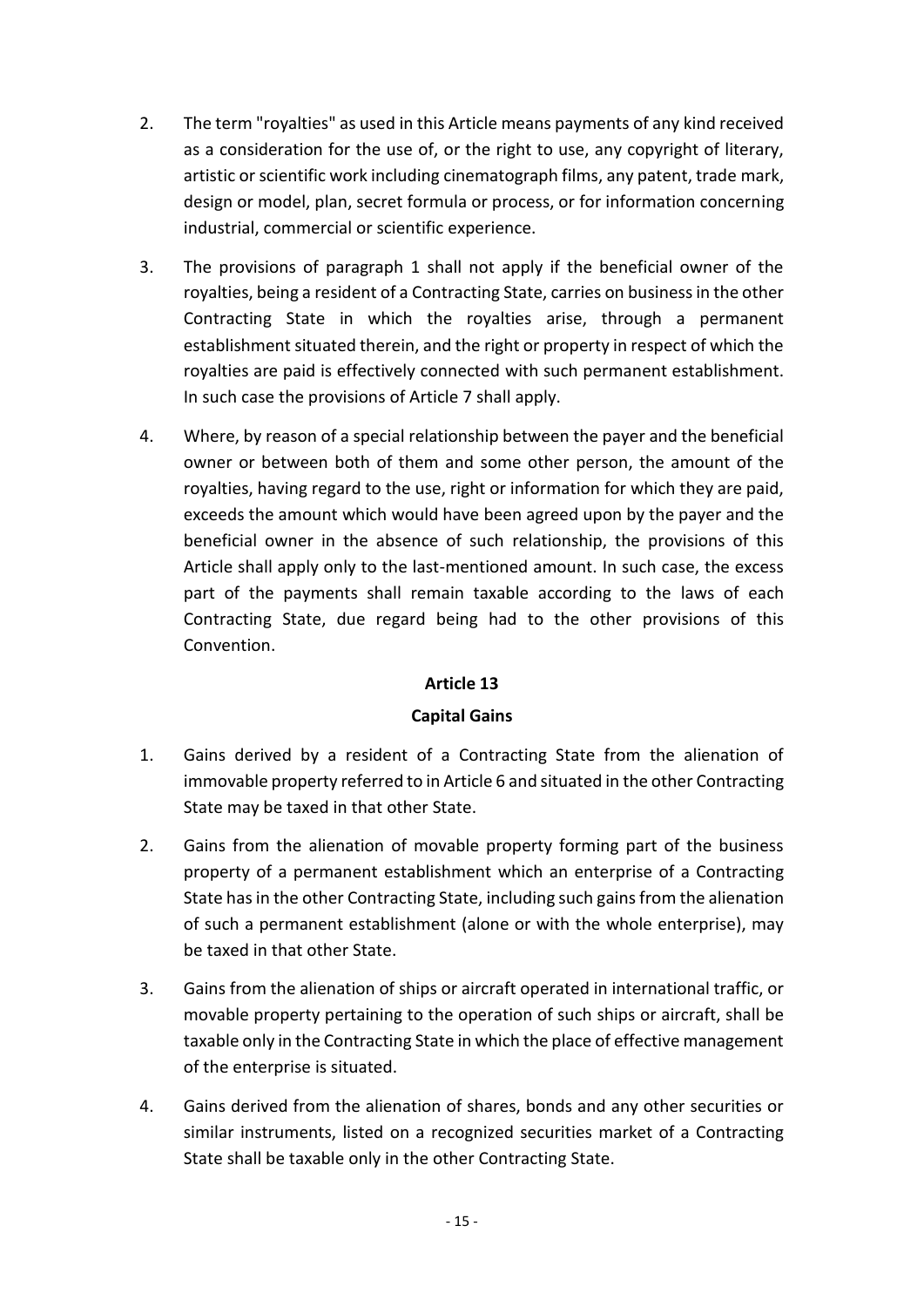2. The term "royalties" as used in this Article means payments of any kind received as a consideration for the use of, or the right to use, any copyright of literary, artistic or scientific work including cinematograph films, any patent, trade mark, design or model, plan, secret formula or process, or for information concerning industrial, commercial or scientific experience.

3. The provisions of paragraph 1 shall not apply if the beneficial owner of the royalties, being a resident of a Contracting State, carries on business in the other Contracting State in which the royalties arise, through a permanent establishment situated therein, and the right or property in respect of which the royalties are paid is effectively connected with such permanent establishment. In such case the provisions of Article 7 shall apply.

4. Where, by reason of a special relationship between the payer and the beneficial owner or between both of them and some other person, the amount of the royalties, having regard to the use, right or information for which they are paid, exceeds the amount which would have been agreed upon by the payer and the beneficial owner in the absence of such relationship, the provisions of this Article shall apply only to the last-mentioned amount. In such case, the excess part of the payments shall remain taxable according to the laws of each Contracting State, due regard being had to the other provisions of this Convention.

## Article 13

## Capital Gains

1. Gains derived by a resident of a Contracting State from the alienation of immovable property referred to in Article 6 and situated in the other Contracting State may be taxed in that other State.

2. Gains from the alienation of movable property forming part of the business property of a permanent establishment which an enterprise of a Contracting State has in the other Contracting State, including such gains from the alienation of such a permanent establishment (alone or with the whole enterprise), may be taxed in that other State.

3. Gains from the alienation of ships or aircraft operated in international traffic, or movable property pertaining to the operation of such ships or aircraft, shall be taxable only in the Contracting State in which the place of effective management of the enterprise is situated.

4. Gains derived from the alienation of shares, bonds and any other securities or similar instruments, listed on a recognized securities market of a Contracting State shall be taxable only in the other Contracting State.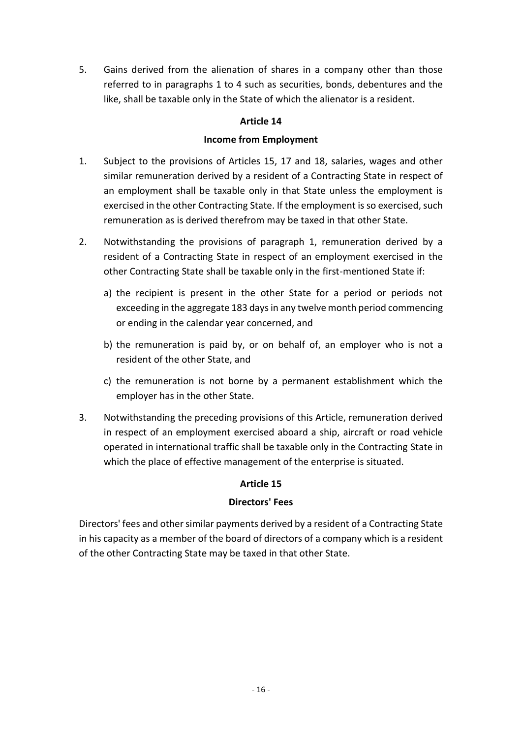5. Gains derived from the alienation of shares in a company other than those referred to in paragraphs 1 to 4 such as securities, bonds, debentures and the like, shall be taxable only in the State of which the alienator is a resident.

### Article 14

### Income from Employment

1. Subject to the provisions of Articles 15, 17 and 18, salaries, wages and other similar remuneration derived by a resident of a Contracting State in respect of an employment shall be taxable only in that State unless the employment is exercised in the other Contracting State. If the employment is so exercised, such remuneration as is derived therefrom may be taxed in that other State.

2. Notwithstanding the provisions of paragraph 1, remuneration derived by a resident of a Contracting State in respect of an employment exercised in the other Contracting State shall be taxable only in the first-mentioned State if:

   a) the recipient is present in the other State for a period or periods not exceeding in the aggregate 183 days in any twelve month period commencing or ending in the calendar year concerned, and

   b) the remuneration is paid by, or on behalf of, an employer who is not a resident of the other State, and

   c) the remuneration is not borne by a permanent establishment which the employer has in the other State.

3. Notwithstanding the preceding provisions of this Article, remuneration derived in respect of an employment exercised aboard a ship, aircraft or road vehicle operated in international traffic shall be taxable only in the Contracting State in which the place of effective management of the enterprise is situated.

### Article 15

### Directors' Fees

Directors' fees and other similar payments derived by a resident of a Contracting State in his capacity as a member of the board of directors of a company which is a resident of the other Contracting State may be taxed in that other State.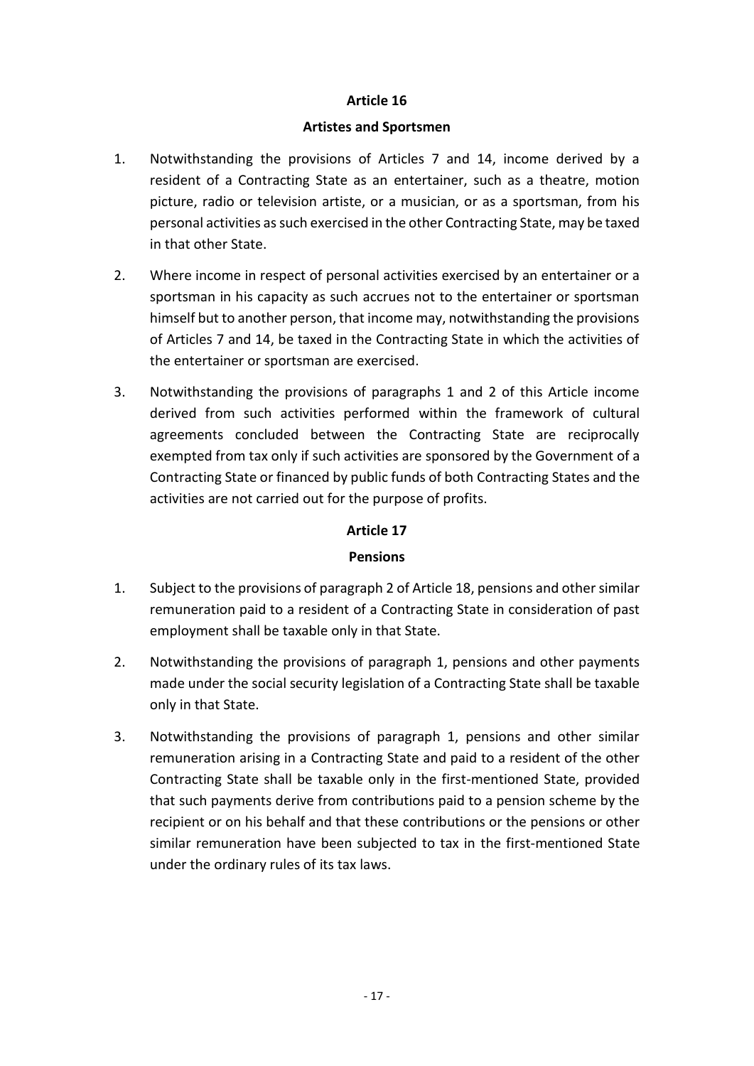## Article 16

### Artistes and Sportsmen

1. Notwithstanding the provisions of Articles 7 and 14, income derived by a resident of a Contracting State as an entertainer, such as a theatre, motion picture, radio or television artiste, or a musician, or as a sportsman, from his personal activities as such exercised in the other Contracting State, may be taxed in that other State.

2. Where income in respect of personal activities exercised by an entertainer or a sportsman in his capacity as such accrues not to the entertainer or sportsman himself but to another person, that income may, notwithstanding the provisions of Articles 7 and 14, be taxed in the Contracting State in which the activities of the entertainer or sportsman are exercised.

3. Notwithstanding the provisions of paragraphs 1 and 2 of this Article income derived from such activities performed within the framework of cultural agreements concluded between the Contracting State are reciprocally exempted from tax only if such activities are sponsored by the Government of a Contracting State or financed by public funds of both Contracting States and the activities are not carried out for the purpose of profits.

## Article 17

### Pensions

1. Subject to the provisions of paragraph 2 of Article 18, pensions and other similar remuneration paid to a resident of a Contracting State in consideration of past employment shall be taxable only in that State.

2. Notwithstanding the provisions of paragraph 1, pensions and other payments made under the social security legislation of a Contracting State shall be taxable only in that State.

3. Notwithstanding the provisions of paragraph 1, pensions and other similar remuneration arising in a Contracting State and paid to a resident of the other Contracting State shall be taxable only in the first-mentioned State, provided that such payments derive from contributions paid to a pension scheme by the recipient or on his behalf and that these contributions or the pensions or other similar remuneration have been subjected to tax in the first-mentioned State under the ordinary rules of its tax laws.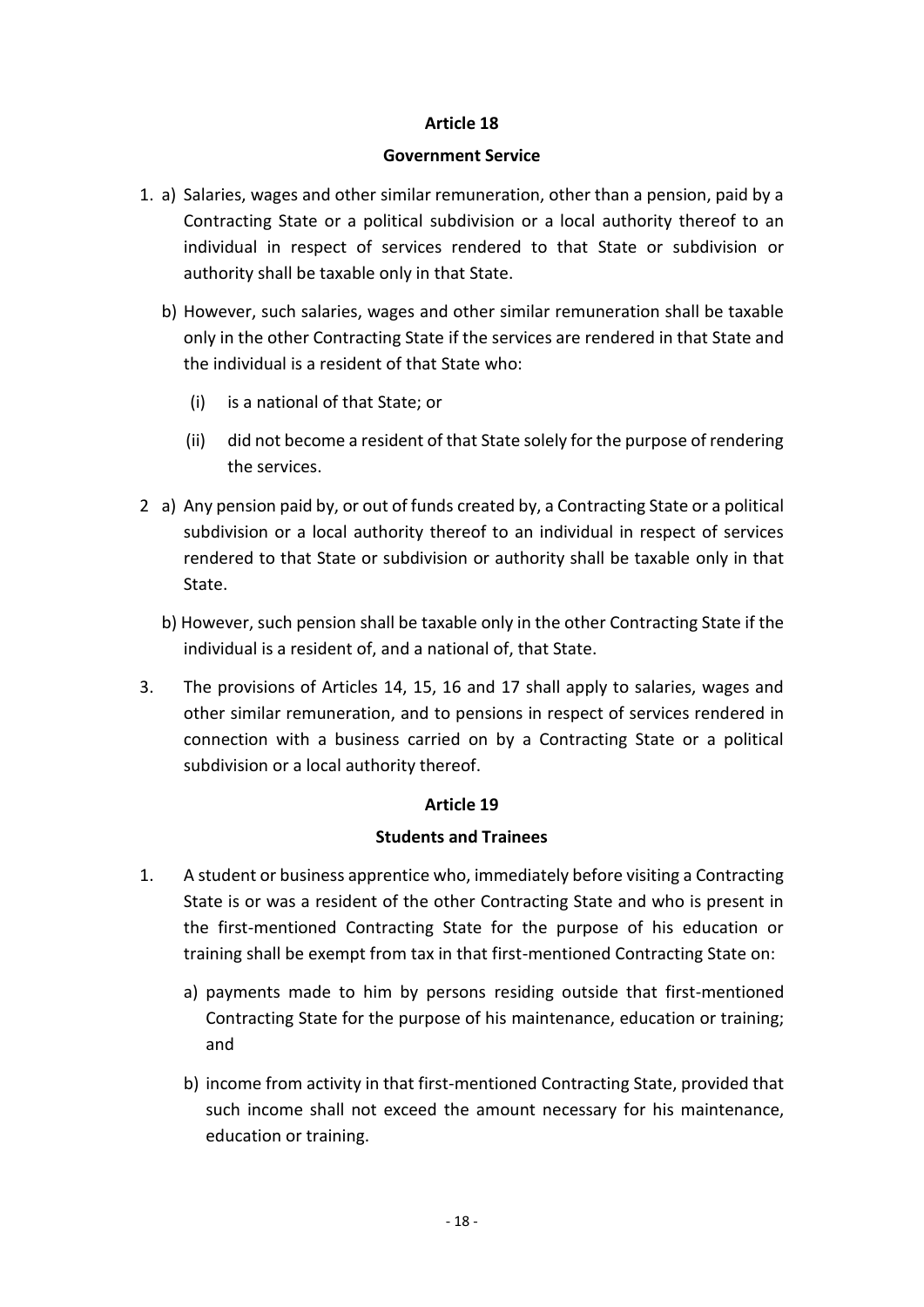## Article 18

### Government Service

1. a) Salaries, wages and other similar remuneration, other than a pension, paid by a Contracting State or a political subdivision or a local authority thereof to an individual in respect of services rendered to that State or subdivision or authority shall be taxable only in that State.

   b) However, such salaries, wages and other similar remuneration shall be taxable only in the other Contracting State if the services are rendered in that State and the individual is a resident of that State who:

      (i) is a national of that State; or

      (ii) did not become a resident of that State solely for the purpose of rendering the services.

2 a) Any pension paid by, or out of funds created by, a Contracting State or a political subdivision or a local authority thereof to an individual in respect of services rendered to that State or subdivision or authority shall be taxable only in that State.

   b) However, such pension shall be taxable only in the other Contracting State if the individual is a resident of, and a national of, that State.

3. The provisions of Articles 14, 15, 16 and 17 shall apply to salaries, wages and other similar remuneration, and to pensions in respect of services rendered in connection with a business carried on by a Contracting State or a political subdivision or a local authority thereof.

## Article 19

### Students and Trainees

1. A student or business apprentice who, immediately before visiting a Contracting State is or was a resident of the other Contracting State and who is present in the first-mentioned Contracting State for the purpose of his education or training shall be exempt from tax in that first-mentioned Contracting State on:

   a) payments made to him by persons residing outside that first-mentioned Contracting State for the purpose of his maintenance, education or training; and

   b) income from activity in that first-mentioned Contracting State, provided that such income shall not exceed the amount necessary for his maintenance, education or training.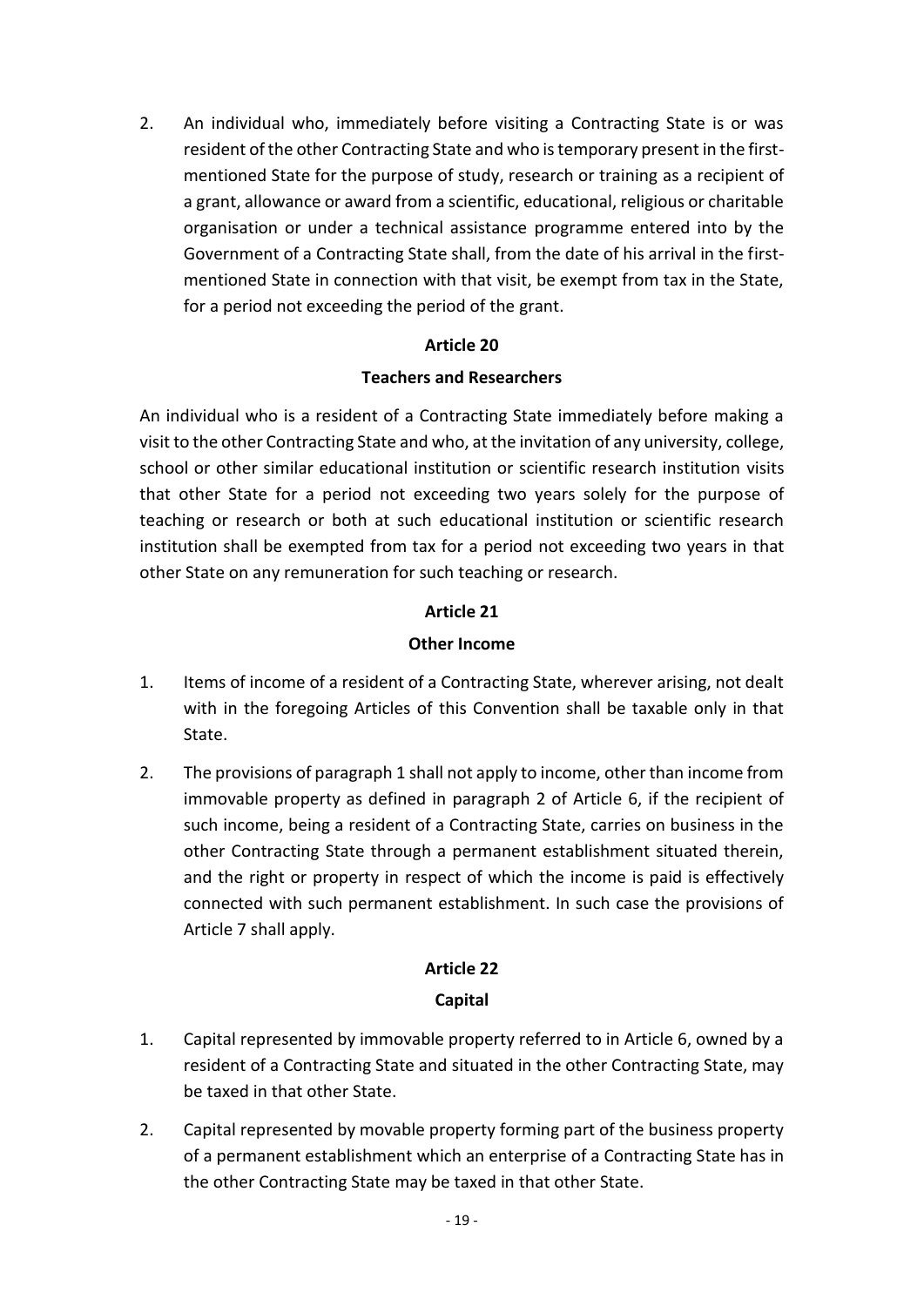2. An individual who, immediately before visiting a Contracting State is or was resident of the other Contracting State and who is temporary present in the first-mentioned State for the purpose of study, research or training as a recipient of a grant, allowance or award from a scientific, educational, religious or charitable organisation or under a technical assistance programme entered into by the Government of a Contracting State shall, from the date of his arrival in the first-mentioned State in connection with that visit, be exempt from tax in the State, for a period not exceeding the period of the grant.

**Article 20**

**Teachers and Researchers**

An individual who is a resident of a Contracting State immediately before making a visit to the other Contracting State and who, at the invitation of any university, college, school or other similar educational institution or scientific research institution visits that other State for a period not exceeding two years solely for the purpose of teaching or research or both at such educational institution or scientific research institution shall be exempted from tax for a period not exceeding two years in that other State on any remuneration for such teaching or research.

**Article 21**

**Other Income**

1. Items of income of a resident of a Contracting State, wherever arising, not dealt with in the foregoing Articles of this Convention shall be taxable only in that State.

2. The provisions of paragraph 1 shall not apply to income, other than income from immovable property as defined in paragraph 2 of Article 6, if the recipient of such income, being a resident of a Contracting State, carries on business in the other Contracting State through a permanent establishment situated therein, and the right or property in respect of which the income is paid is effectively connected with such permanent establishment. In such case the provisions of Article 7 shall apply.

**Article 22**

**Capital**

1. Capital represented by immovable property referred to in Article 6, owned by a resident of a Contracting State and situated in the other Contracting State, may be taxed in that other State.

2. Capital represented by movable property forming part of the business property of a permanent establishment which an enterprise of a Contracting State has in the other Contracting State may be taxed in that other State.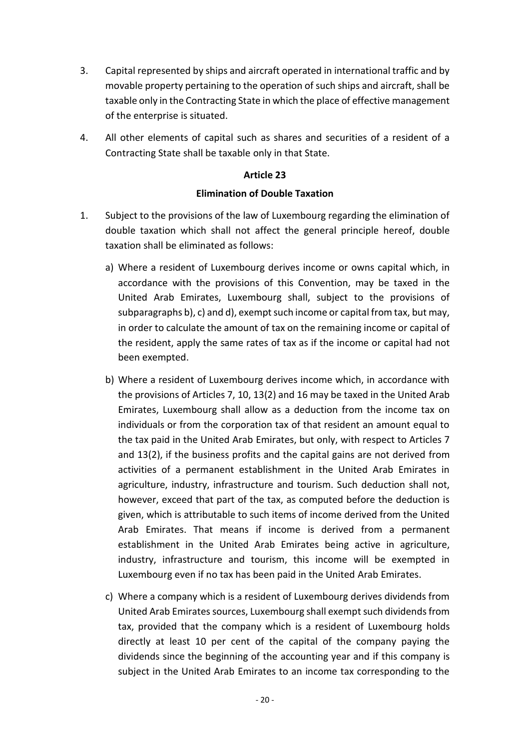3. Capital represented by ships and aircraft operated in international traffic and by movable property pertaining to the operation of such ships and aircraft, shall be taxable only in the Contracting State in which the place of effective management of the enterprise is situated.

4. All other elements of capital such as shares and securities of a resident of a Contracting State shall be taxable only in that State.

**Article 23**

**Elimination of Double Taxation**

1. Subject to the provisions of the law of Luxembourg regarding the elimination of double taxation which shall not affect the general principle hereof, double taxation shall be eliminated as follows:

   a) Where a resident of Luxembourg derives income or owns capital which, in accordance with the provisions of this Convention, may be taxed in the United Arab Emirates, Luxembourg shall, subject to the provisions of subparagraphs b), c) and d), exempt such income or capital from tax, but may, in order to calculate the amount of tax on the remaining income or capital of the resident, apply the same rates of tax as if the income or capital had not been exempted.

   b) Where a resident of Luxembourg derives income which, in accordance with the provisions of Articles 7, 10, 13(2) and 16 may be taxed in the United Arab Emirates, Luxembourg shall allow as a deduction from the income tax on individuals or from the corporation tax of that resident an amount equal to the tax paid in the United Arab Emirates, but only, with respect to Articles 7 and 13(2), if the business profits and the capital gains are not derived from activities of a permanent establishment in the United Arab Emirates in agriculture, industry, infrastructure and tourism. Such deduction shall not, however, exceed that part of the tax, as computed before the deduction is given, which is attributable to such items of income derived from the United Arab Emirates. That means if income is derived from a permanent establishment in the United Arab Emirates being active in agriculture, industry, infrastructure and tourism, this income will be exempted in Luxembourg even if no tax has been paid in the United Arab Emirates.

   c) Where a company which is a resident of Luxembourg derives dividends from United Arab Emirates sources, Luxembourg shall exempt such dividends from tax, provided that the company which is a resident of Luxembourg holds directly at least 10 per cent of the capital of the company paying the dividends since the beginning of the accounting year and if this company is subject in the United Arab Emirates to an income tax corresponding to the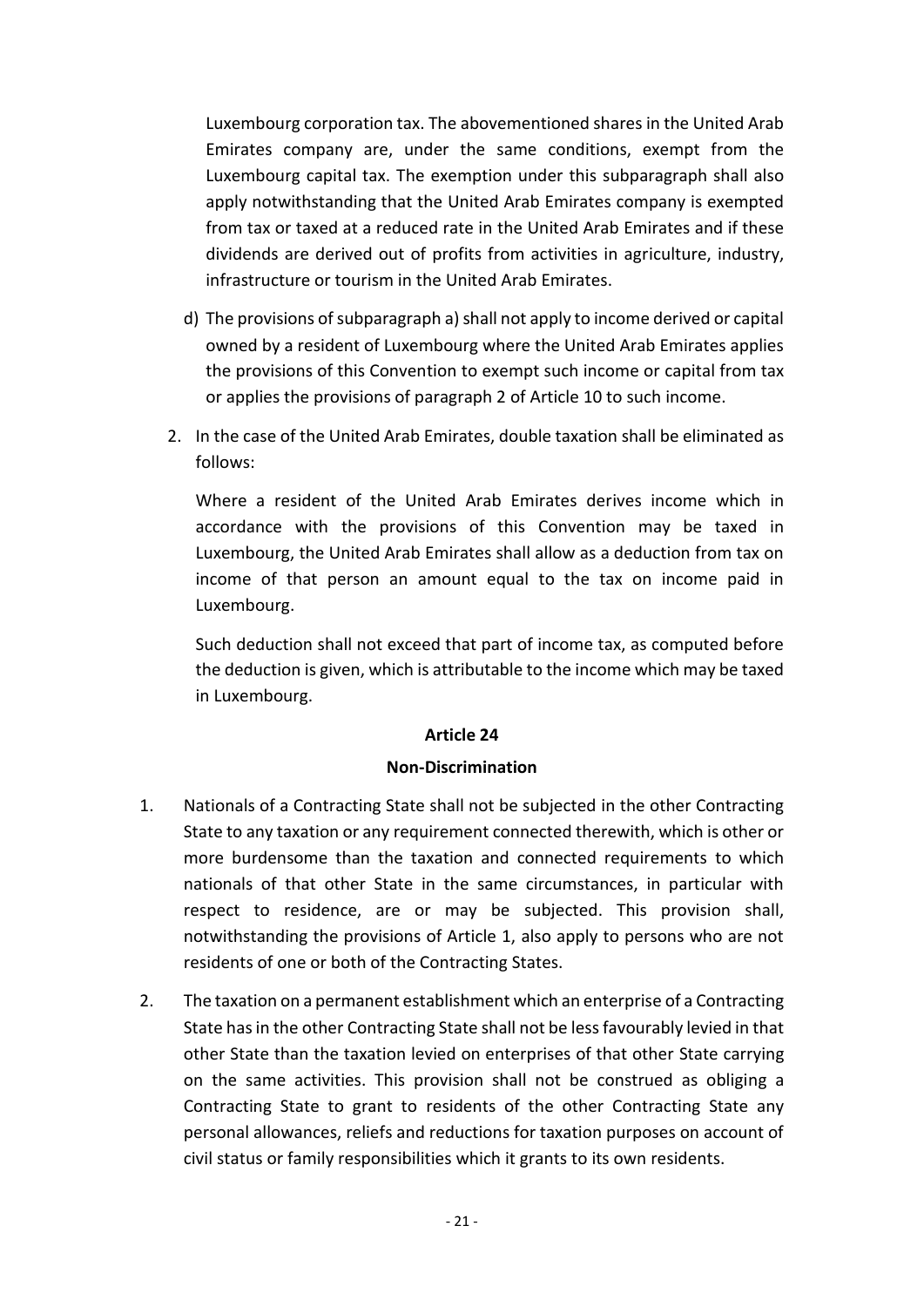Luxembourg corporation tax. The abovementioned shares in the United Arab Emirates company are, under the same conditions, exempt from the Luxembourg capital tax. The exemption under this subparagraph shall also apply notwithstanding that the United Arab Emirates company is exempted from tax or taxed at a reduced rate in the United Arab Emirates and if these dividends are derived out of profits from activities in agriculture, industry, infrastructure or tourism in the United Arab Emirates.

d) The provisions of subparagraph a) shall not apply to income derived or capital owned by a resident of Luxembourg where the United Arab Emirates applies the provisions of this Convention to exempt such income or capital from tax or applies the provisions of paragraph 2 of Article 10 to such income.

2. In the case of the United Arab Emirates, double taxation shall be eliminated as follows:

   Where a resident of the United Arab Emirates derives income which in accordance with the provisions of this Convention may be taxed in Luxembourg, the United Arab Emirates shall allow as a deduction from tax on income of that person an amount equal to the tax on income paid in Luxembourg.

   Such deduction shall not exceed that part of income tax, as computed before the deduction is given, which is attributable to the income which may be taxed in Luxembourg.

## Article 24

## Non-Discrimination

1. Nationals of a Contracting State shall not be subjected in the other Contracting State to any taxation or any requirement connected therewith, which is other or more burdensome than the taxation and connected requirements to which nationals of that other State in the same circumstances, in particular with respect to residence, are or may be subjected. This provision shall, notwithstanding the provisions of Article 1, also apply to persons who are not residents of one or both of the Contracting States.

2. The taxation on a permanent establishment which an enterprise of a Contracting State has in the other Contracting State shall not be less favourably levied in that other State than the taxation levied on enterprises of that other State carrying on the same activities. This provision shall not be construed as obliging a Contracting State to grant to residents of the other Contracting State any personal allowances, reliefs and reductions for taxation purposes on account of civil status or family responsibilities which it grants to its own residents.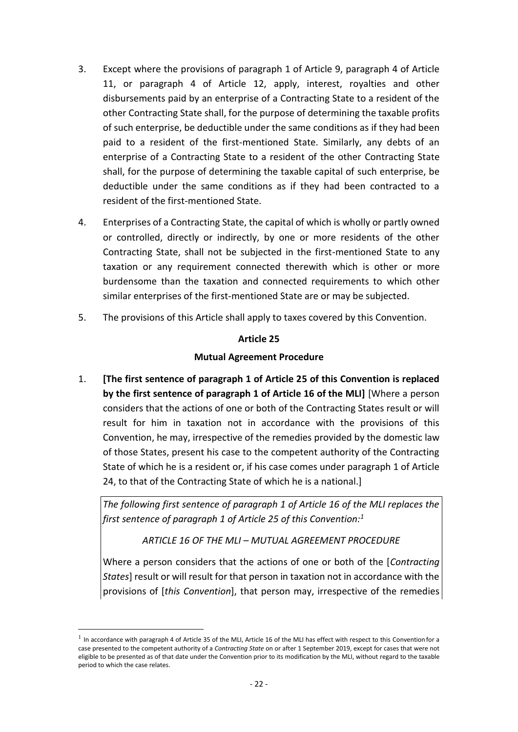3. Except where the provisions of paragraph 1 of Article 9, paragraph 4 of Article 11, or paragraph 4 of Article 12, apply, interest, royalties and other disbursements paid by an enterprise of a Contracting State to a resident of the other Contracting State shall, for the purpose of determining the taxable profits of such enterprise, be deductible under the same conditions as if they had been paid to a resident of the first-mentioned State. Similarly, any debts of an enterprise of a Contracting State to a resident of the other Contracting State shall, for the purpose of determining the taxable capital of such enterprise, be deductible under the same conditions as if they had been contracted to a resident of the first-mentioned State.

4. Enterprises of a Contracting State, the capital of which is wholly or partly owned or controlled, directly or indirectly, by one or more residents of the other Contracting State, shall not be subjected in the first-mentioned State to any taxation or any requirement connected therewith which is other or more burdensome than the taxation and connected requirements to which other similar enterprises of the first-mentioned State are or may be subjected.

5. The provisions of this Article shall apply to taxes covered by this Convention.

**Article 25**

**Mutual Agreement Procedure**

1. **[The first sentence of paragraph 1 of Article 25 of this Convention is replaced by the first sentence of paragraph 1 of Article 16 of the MLI]** [Where a person considers that the actions of one or both of the Contracting States result or will result for him in taxation not in accordance with the provisions of this Convention, he may, irrespective of the remedies provided by the domestic law of those States, present his case to the competent authority of the Contracting State of which he is a resident or, if his case comes under paragraph 1 of Article 24, to that of the Contracting State of which he is a national.]

*The following first sentence of paragraph 1 of Article 16 of the MLI replaces the first sentence of paragraph 1 of Article 25 of this Convention:*[1]

*ARTICLE 16 OF THE MLI – MUTUAL AGREEMENT PROCEDURE*

Where a person considers that the actions of one or both of the [*Contracting States*] result or will result for that person in taxation not in accordance with the provisions of [*this Convention*], that person may, irrespective of the remedies

[1] In accordance with paragraph 4 of Article 35 of the MLI, Article 16 of the MLI has effect with respect to this Convention for a case presented to the competent authority of a *Contracting State* on or after 1 September 2019, except for cases that were not eligible to be presented as of that date under the Convention prior to its modification by the MLI, without regard to the taxable period to which the case relates.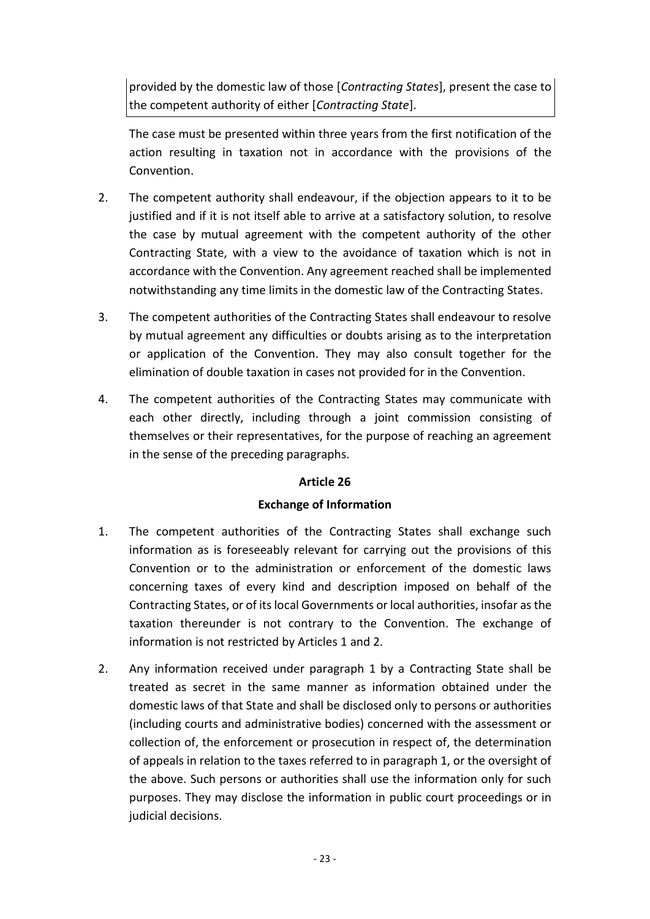provided by the domestic law of those [*Contracting States*], present the case to the competent authority of either [*Contracting State*].

The case must be presented within three years from the first notification of the action resulting in taxation not in accordance with the provisions of the Convention.

2. The competent authority shall endeavour, if the objection appears to it to be justified and if it is not itself able to arrive at a satisfactory solution, to resolve the case by mutual agreement with the competent authority of the other Contracting State, with a view to the avoidance of taxation which is not in accordance with the Convention. Any agreement reached shall be implemented notwithstanding any time limits in the domestic law of the Contracting States.

3. The competent authorities of the Contracting States shall endeavour to resolve by mutual agreement any difficulties or doubts arising as to the interpretation or application of the Convention. They may also consult together for the elimination of double taxation in cases not provided for in the Convention.

4. The competent authorities of the Contracting States may communicate with each other directly, including through a joint commission consisting of themselves or their representatives, for the purpose of reaching an agreement in the sense of the preceding paragraphs.

### Article 26

### Exchange of Information

1. The competent authorities of the Contracting States shall exchange such information as is foreseeably relevant for carrying out the provisions of this Convention or to the administration or enforcement of the domestic laws concerning taxes of every kind and description imposed on behalf of the Contracting States, or of its local Governments or local authorities, insofar as the taxation thereunder is not contrary to the Convention. The exchange of information is not restricted by Articles 1 and 2.

2. Any information received under paragraph 1 by a Contracting State shall be treated as secret in the same manner as information obtained under the domestic laws of that State and shall be disclosed only to persons or authorities (including courts and administrative bodies) concerned with the assessment or collection of, the enforcement or prosecution in respect of, the determination of appeals in relation to the taxes referred to in paragraph 1, or the oversight of the above. Such persons or authorities shall use the information only for such purposes. They may disclose the information in public court proceedings or in judicial decisions.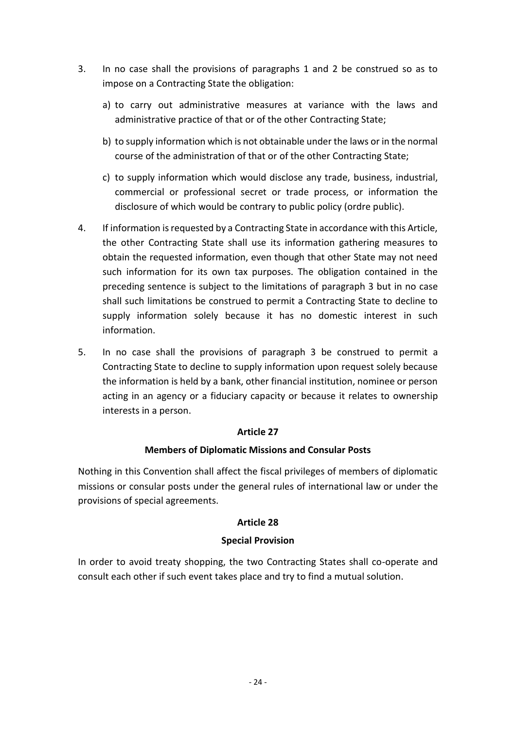3. In no case shall the provisions of paragraphs 1 and 2 be construed so as to impose on a Contracting State the obligation:

   a) to carry out administrative measures at variance with the laws and administrative practice of that or of the other Contracting State;

   b) to supply information which is not obtainable under the laws or in the normal course of the administration of that or of the other Contracting State;

   c) to supply information which would disclose any trade, business, industrial, commercial or professional secret or trade process, or information the disclosure of which would be contrary to public policy (ordre public).

4. If information is requested by a Contracting State in accordance with this Article, the other Contracting State shall use its information gathering measures to obtain the requested information, even though that other State may not need such information for its own tax purposes. The obligation contained in the preceding sentence is subject to the limitations of paragraph 3 but in no case shall such limitations be construed to permit a Contracting State to decline to supply information solely because it has no domestic interest in such information.

5. In no case shall the provisions of paragraph 3 be construed to permit a Contracting State to decline to supply information upon request solely because the information is held by a bank, other financial institution, nominee or person acting in an agency or a fiduciary capacity or because it relates to ownership interests in a person.

**Article 27**

**Members of Diplomatic Missions and Consular Posts**

Nothing in this Convention shall affect the fiscal privileges of members of diplomatic missions or consular posts under the general rules of international law or under the provisions of special agreements.

**Article 28**

**Special Provision**

In order to avoid treaty shopping, the two Contracting States shall co-operate and consult each other if such event takes place and try to find a mutual solution.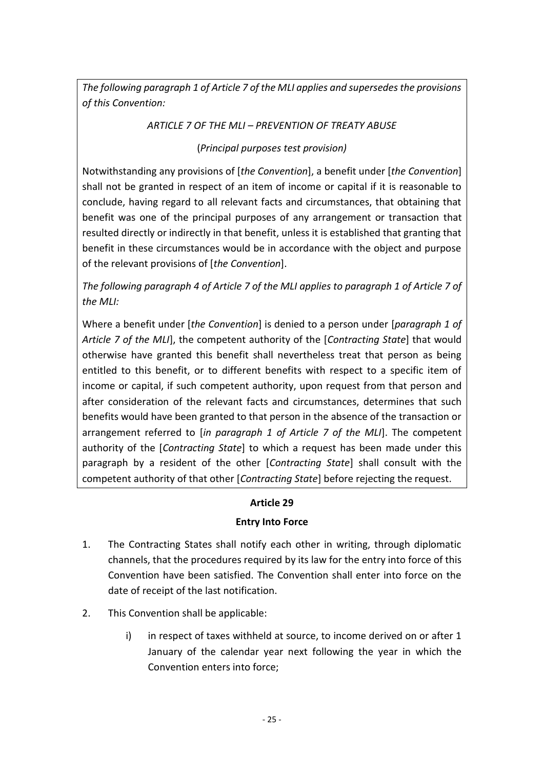*The following paragraph 1 of Article 7 of the MLI applies and supersedes the provisions of this Convention:*

*ARTICLE 7 OF THE MLI – PREVENTION OF TREATY ABUSE*

(*Principal purposes test provision)*

Notwithstanding any provisions of [*the Convention*], a benefit under [*the Convention*] shall not be granted in respect of an item of income or capital if it is reasonable to conclude, having regard to all relevant facts and circumstances, that obtaining that benefit was one of the principal purposes of any arrangement or transaction that resulted directly or indirectly in that benefit, unless it is established that granting that benefit in these circumstances would be in accordance with the object and purpose of the relevant provisions of [*the Convention*].

*The following paragraph 4 of Article 7 of the MLI applies to paragraph 1 of Article 7 of the MLI:*

Where a benefit under [*the Convention*] is denied to a person under [*paragraph 1 of Article 7 of the MLI*], the competent authority of the [*Contracting State*] that would otherwise have granted this benefit shall nevertheless treat that person as being entitled to this benefit, or to different benefits with respect to a specific item of income or capital, if such competent authority, upon request from that person and after consideration of the relevant facts and circumstances, determines that such benefits would have been granted to that person in the absence of the transaction or arrangement referred to [*in paragraph 1 of Article 7 of the MLI*]. The competent authority of the [*Contracting State*] to which a request has been made under this paragraph by a resident of the other [*Contracting State*] shall consult with the competent authority of that other [*Contracting State*] before rejecting the request.

**Article 29**

**Entry Into Force**

1. The Contracting States shall notify each other in writing, through diplomatic channels, that the procedures required by its law for the entry into force of this Convention have been satisfied. The Convention shall enter into force on the date of receipt of the last notification.

2. This Convention shall be applicable:

   i) in respect of taxes withheld at source, to income derived on or after 1 January of the calendar year next following the year in which the Convention enters into force;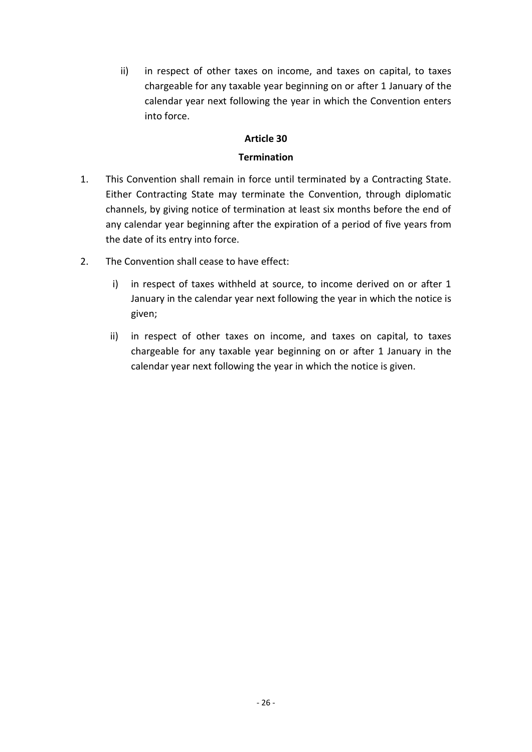ii) in respect of other taxes on income, and taxes on capital, to taxes chargeable for any taxable year beginning on or after 1 January of the calendar year next following the year in which the Convention enters into force.

### Article 30

### Termination

1. This Convention shall remain in force until terminated by a Contracting State. Either Contracting State may terminate the Convention, through diplomatic channels, by giving notice of termination at least six months before the end of any calendar year beginning after the expiration of a period of five years from the date of its entry into force.

2. The Convention shall cease to have effect:

   i) in respect of taxes withheld at source, to income derived on or after 1 January in the calendar year next following the year in which the notice is given;

   ii) in respect of other taxes on income, and taxes on capital, to taxes chargeable for any taxable year beginning on or after 1 January in the calendar year next following the year in which the notice is given.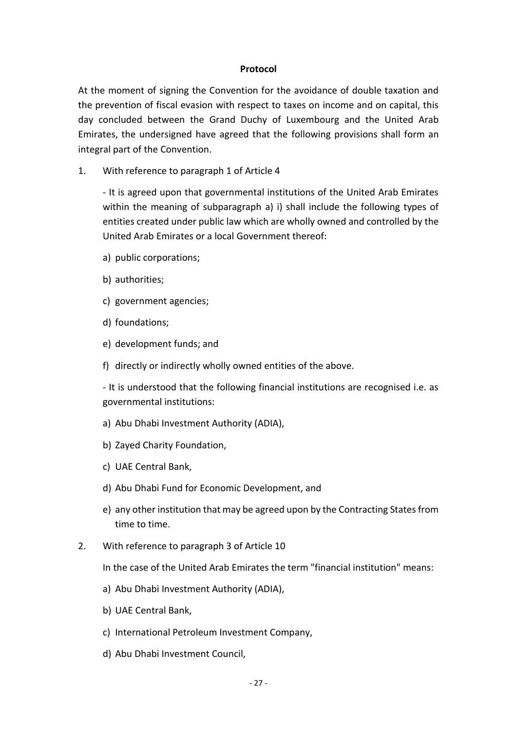**Protocol**

At the moment of signing the Convention for the avoidance of double taxation and the prevention of fiscal evasion with respect to taxes on income and on capital, this day concluded between the Grand Duchy of Luxembourg and the United Arab Emirates, the undersigned have agreed that the following provisions shall form an integral part of the Convention.

1. With reference to paragraph 1 of Article 4

   - It is agreed upon that governmental institutions of the United Arab Emirates within the meaning of subparagraph a) i) shall include the following types of entities created under public law which are wholly owned and controlled by the United Arab Emirates or a local Government thereof:

   a) public corporations;

   b) authorities;

   c) government agencies;

   d) foundations;

   e) development funds; and

   f) directly or indirectly wholly owned entities of the above.

   - It is understood that the following financial institutions are recognised i.e. as governmental institutions:

   a) Abu Dhabi Investment Authority (ADIA),

   b) Zayed Charity Foundation,

   c) UAE Central Bank,

   d) Abu Dhabi Fund for Economic Development, and

   e) any other institution that may be agreed upon by the Contracting States from time to time.

2. With reference to paragraph 3 of Article 10

   In the case of the United Arab Emirates the term "financial institution" means:

   a) Abu Dhabi Investment Authority (ADIA),

   b) UAE Central Bank,

   c) International Petroleum Investment Company,

   d) Abu Dhabi Investment Council,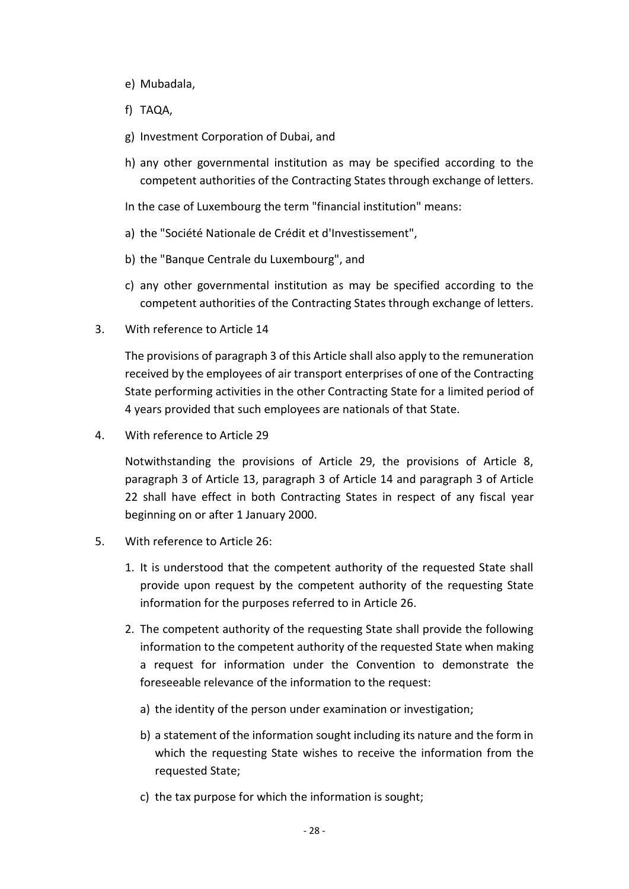e) Mubadala,

f) TAQA,

g) Investment Corporation of Dubai, and

h) any other governmental institution as may be specified according to the competent authorities of the Contracting States through exchange of letters.

In the case of Luxembourg the term "financial institution" means:

a) the "Société Nationale de Crédit et d'Investissement",

b) the "Banque Centrale du Luxembourg", and

c) any other governmental institution as may be specified according to the competent authorities of the Contracting States through exchange of letters.

3. With reference to Article 14

The provisions of paragraph 3 of this Article shall also apply to the remuneration received by the employees of air transport enterprises of one of the Contracting State performing activities in the other Contracting State for a limited period of 4 years provided that such employees are nationals of that State.

4. With reference to Article 29

Notwithstanding the provisions of Article 29, the provisions of Article 8, paragraph 3 of Article 13, paragraph 3 of Article 14 and paragraph 3 of Article 22 shall have effect in both Contracting States in respect of any fiscal year beginning on or after 1 January 2000.

5. With reference to Article 26:

1. It is understood that the competent authority of the requested State shall provide upon request by the competent authority of the requesting State information for the purposes referred to in Article 26.

2. The competent authority of the requesting State shall provide the following information to the competent authority of the requested State when making a request for information under the Convention to demonstrate the foreseeable relevance of the information to the request:

   a) the identity of the person under examination or investigation;

   b) a statement of the information sought including its nature and the form in which the requesting State wishes to receive the information from the requested State;

   c) the tax purpose for which the information is sought;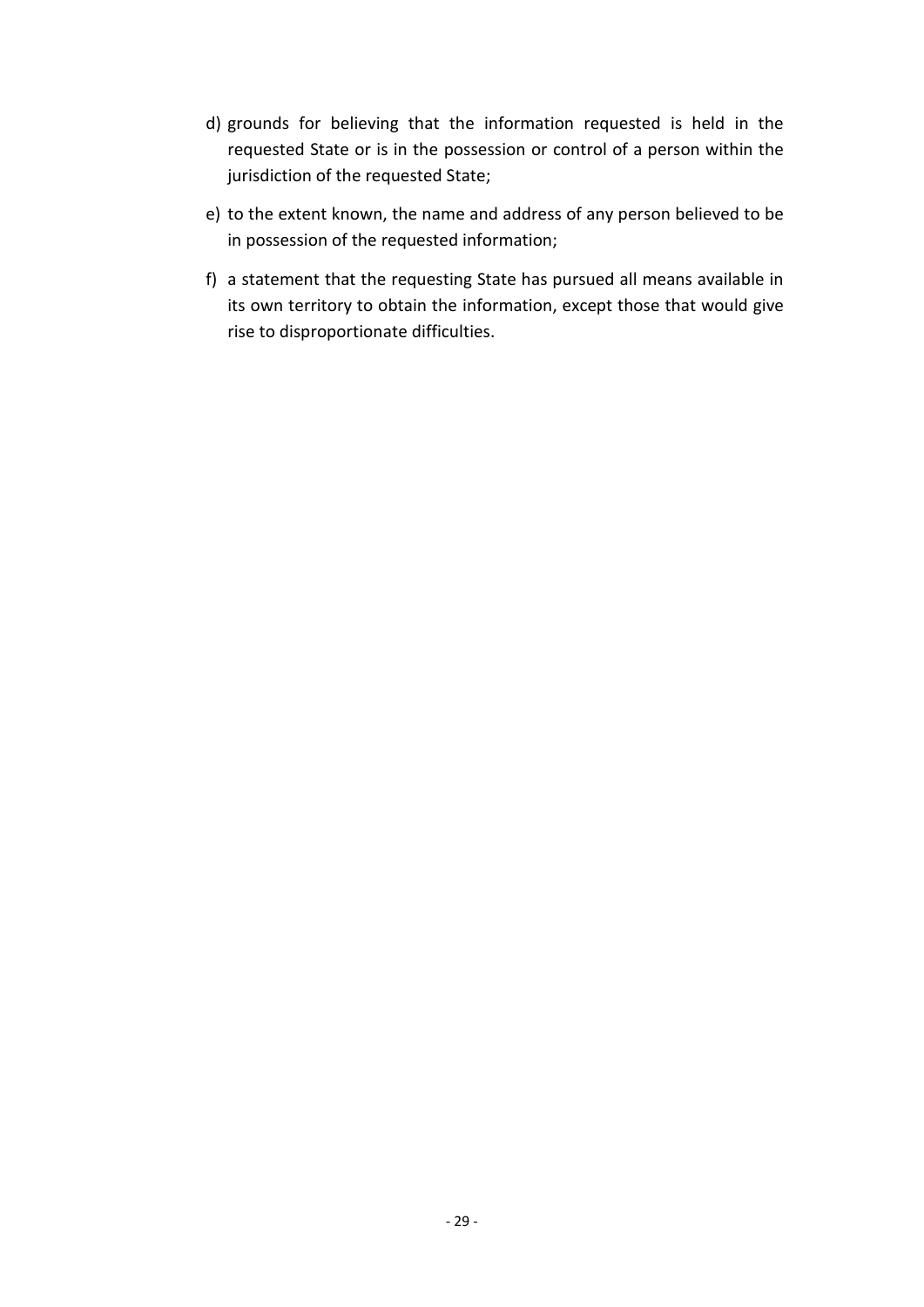d) grounds for believing that the information requested is held in the requested State or is in the possession or control of a person within the jurisdiction of the requested State;

e) to the extent known, the name and address of any person believed to be in possession of the requested information;

f) a statement that the requesting State has pursued all means available in its own territory to obtain the information, except those that would give rise to disproportionate difficulties.